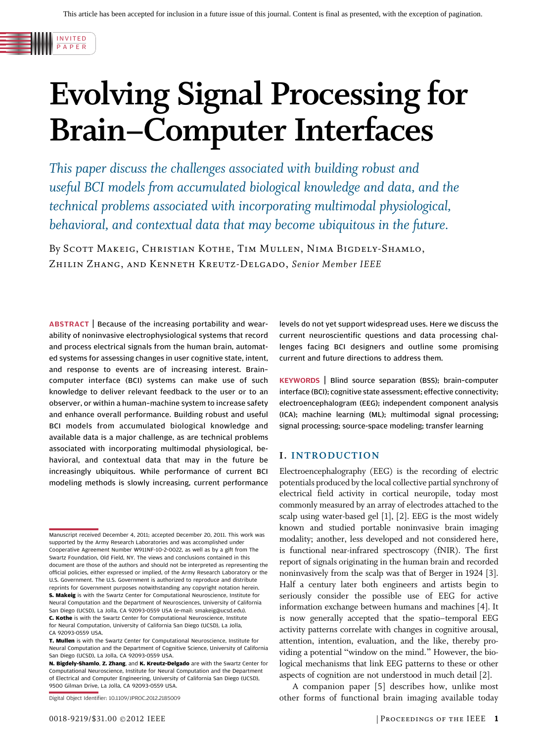INVITED PAPER

# Evolving Signal Processing for Brain–Computer Interfaces

*This paper discuss the challenges associated with building robust and useful BCI models from accumulated biological knowledge and data, and the technical problems associated with incorporating multimodal physiological, behavioral, and contextual data that may become ubiquitous in the future.*

By Scott Makeig, Christian Kothe, Tim Mullen, Nima Bigdely-Shamlo, Zhilin Zhang, and Kenneth Kreutz-Delgado, *Senior Member IEEE*

**ABSTRACT** | Because of the increasing portability and wearability of noninvasive electrophysiological systems that record and process electrical signals from the human brain, automated systems for assessing changes in user cognitive state, intent, and response to events are of increasing interest. Brain–computer interface (BCI) systems can make use of such knowledge to deliver relevant feedback to the user or to an observer, or within a human–machine system to increase safety and enhance overall performance. Building robust and useful BCI models from accumulated biological knowledge and available data is a major challenge, as are technical problems associated with incorporating multimodal physiological, behavioral, and contextual data that may in the future be increasingly ubiquitous. While performance of current BCI modeling methods is slowly increasing, current performance levels do not yet support widespread uses. Here we discuss the current neuroscientific questions and data processing challenges facing BCI designers and outline some promising current and future directions to address them.

**KEYWORDS** | Blind source separation (BSS); brain–computer interface (BCI); cognitive state assessment; effective connectivity; electroencephalogram (EEG); independent component analysis (ICA); machine learning (ML); multimodal signal processing; signal processing; source-space modeling; transfer learning

Manuscript received December 4, 2011; accepted December 20, 2011. This work was supported by the Army Research Laboratories and was accomplished under Cooperative Agreement Number W911NF-10-2-0022, as well as by a gift from The Swartz Foundation, Old Field, NY. The views and conclusions contained in this document are those of the authors and should not be interpreted as representing the official policies, either expressed or implied, of the Army Research Laboratory or the U.S. Government. The U.S. Government is authorized to reproduce and distribute reprints for Government purposes notwithstanding any copyright notation herein.

**S. Makeig** is with the Swartz Center for Computational Neuroscience, Institute for Neural Computation and the Department of Neurosciences, University of California San Diego (UCSD), La Jolla, CA 92093-0559 USA (e-mail: smakeig@ucsd.edu).

**C. Kothe** is with the Swartz Center for Computational Neuroscience, Institute for Neural Computation, University of California San Diego (UCSD), La Jolla, CA 92093-0559 USA.

**T. Mullen** is with the Swartz Center for Computational Neuroscience, Institute for Neural Computation and the Department of Cognitive Science, University of California San Diego (UCSD), La Jolla, CA 92093-0559 USA.

**N. Bigdely-Shamlo**, **Z. Zhang**, and **K. Kreutz-Delgado** are with the Swartz Center for Computational Neuroscience, Institute for Neural Computation and the Department of Electrical and Computer Engineering, University of California San Diego (UCSD), 9500 Gilman Drive, La Jolla, CA 92093-0559 USA.

Digital Object Identifier: 10.1109/JPROC.2012.2185009

## I. INTRODUCTION

Electroencephalography (EEG) is the recording of electric potentials produced by the local collective partial synchrony of electrical field activity in cortical neuropile, today most commonly measured by an array of electrodes attached to the scalp using water-based gel [1], [2]. EEG is the most widely known and studied portable noninvasive brain imaging modality; another, less developed and not considered here, is functional near-infrared spectroscopy (fNIR). The first report of signals originating in the human brain and recorded noninvasively from the scalp was that of Berger in 1924 [3]. Half a century later both engineers and artists begin to seriously consider the possible use of EEG for active information exchange between humans and machines [4]. It is now generally accepted that the spatio–temporal EEG activity patterns correlate with changes in cognitive arousal, attention, intention, evaluation, and the like, thereby providing a potential "window on the mind." However, the biological mechanisms that link EEG patterns to these or other aspects of cognition are not understood in much detail [2].

A companion paper [5] describes how, unlike most other forms of functional brain imaging available today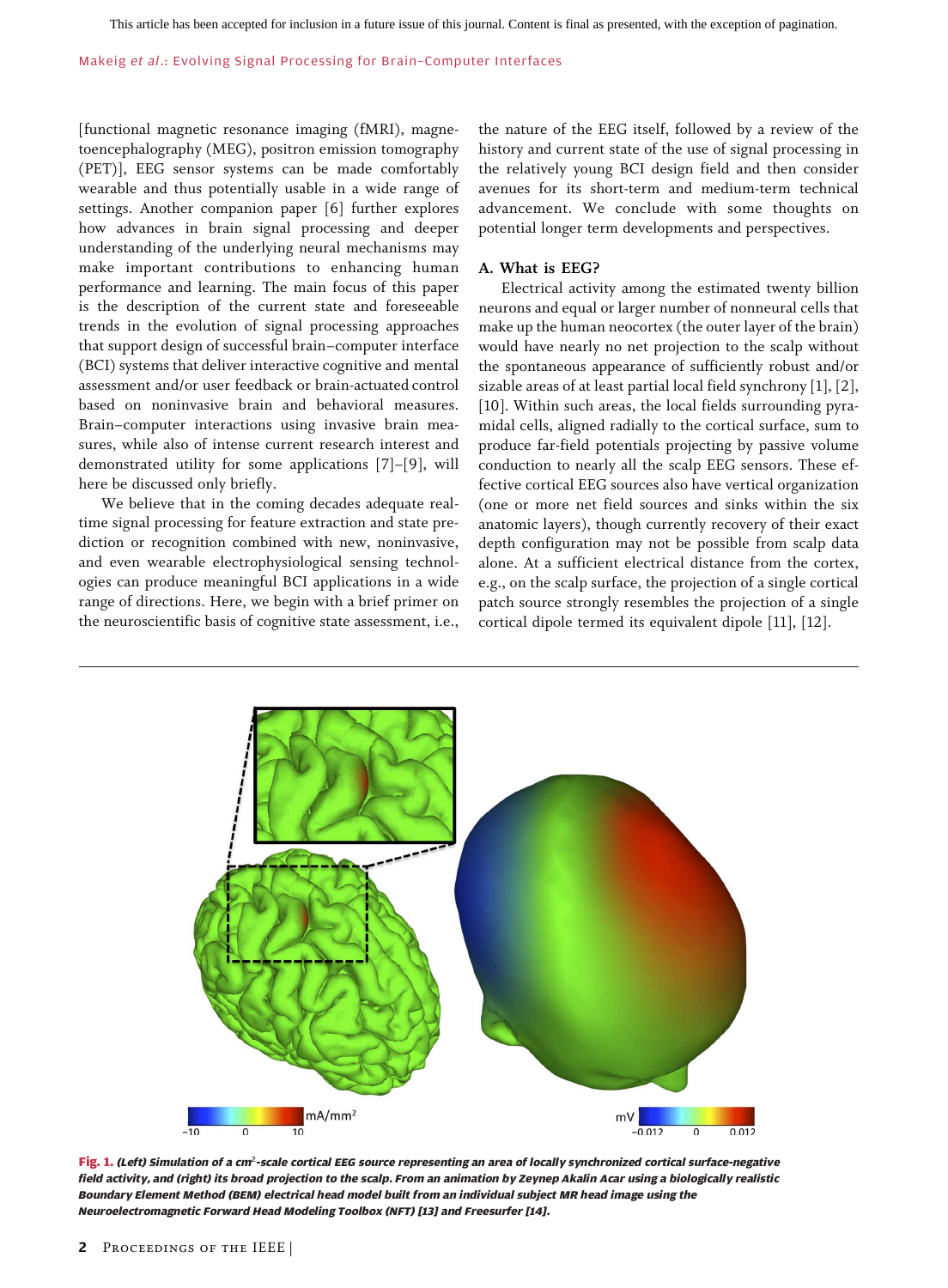[functional magnetic resonance imaging (fMRI), magnetoencephalography (MEG), positron emission tomography (PET)], EEG sensor systems can be made comfortably wearable and thus potentially usable in a wide range of settings. Another companion paper [6] further explores how advances in brain signal processing and deeper understanding of the underlying neural mechanisms may make important contributions to enhancing human performance and learning. The main focus of this paper is the description of the current state and foreseeable trends in the evolution of signal processing approaches that support design of successful brain–computer interface (BCI) systems that deliver interactive cognitive and mental assessment and/or user feedback or brain-actuated control based on noninvasive brain and behavioral measures. Brain–computer interactions using invasive brain measures, while also of intense current research interest and demonstrated utility for some applications [7]–[9], will here be discussed only briefly.

We believe that in the coming decades adequate real-time signal processing for feature extraction and state prediction or recognition combined with new, noninvasive, and even wearable electrophysiological sensing technologies can produce meaningful BCI applications in a wide range of directions. Here, we begin with a brief primer on the neuroscientific basis of cognitive state assessment, i.e., the nature of the EEG itself, followed by a review of the history and current state of the use of signal processing in the relatively young BCI design field and then consider avenues for its short-term and medium-term technical advancement. We conclude with some thoughts on potential longer term developments and perspectives.

### A. What is EEG?

Electrical activity among the estimated twenty billion neurons and equal or larger number of nonneural cells that make up the human neocortex (the outer layer of the brain) would have nearly no net projection to the scalp without the spontaneous appearance of sufficiently robust and/or sizable areas of at least partial local field synchrony [1], [2], [10]. Within such areas, the local fields surrounding pyramidal cells, aligned radially to the cortical surface, sum to produce far-field potentials projecting by passive volume conduction to nearly all the scalp EEG sensors. These effective cortical EEG sources also have vertical organization (one or more net field sources and sinks within the six anatomic layers), though currently recovery of their exact depth configuration may not be possible from scalp data alone. At a sufficient electrical distance from the cortex, e.g., on the scalp surface, the projection of a single cortical patch source strongly resembles the projection of a single cortical dipole termed its equivalent dipole [11], [12].

mA/mm$^2$
−10 0 10

mV
−0.012 0 0.012

**Fig. 1.** *(Left) Simulation of a cm$^2$-scale cortical EEG source representing an area of locally synchronized cortical surface-negative field activity, and (right) its broad projection to the scalp. From an animation by Zeynep Akalin Acar using a biologically realistic Boundary Element Method (BEM) electrical head model built from an individual subject MR head image using the Neuroelectromagnetic Forward Head Modeling Toolbox (NFT) [13] and Freesurfer [14].*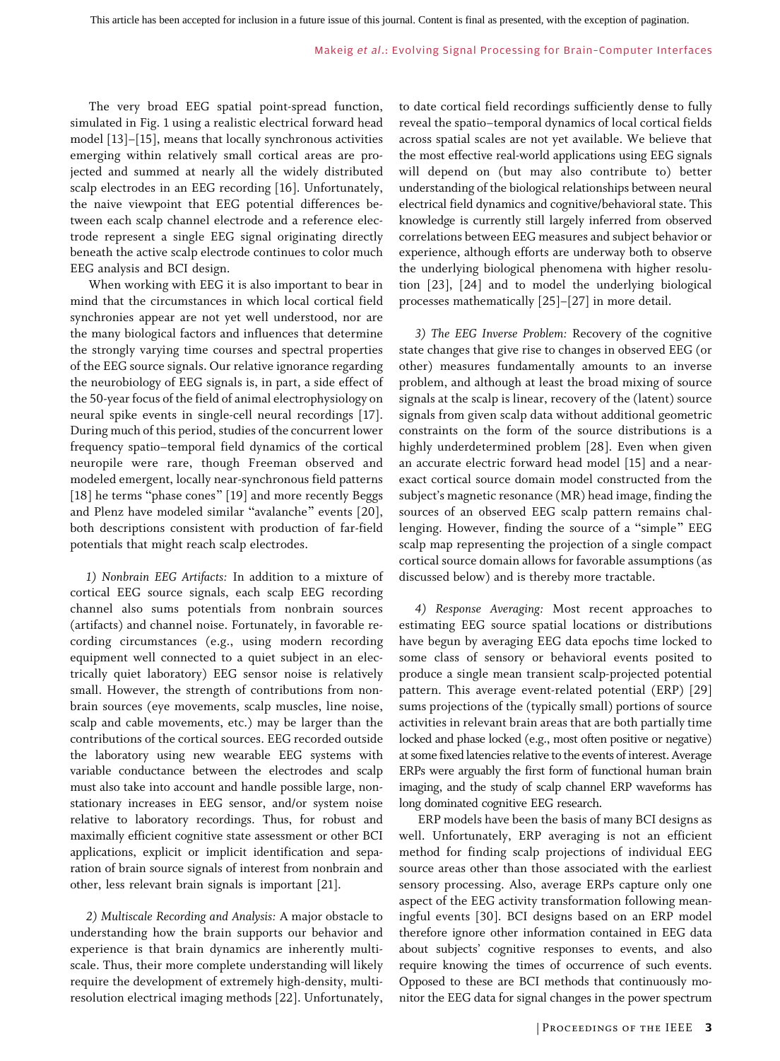The very broad EEG spatial point-spread function, simulated in Fig. 1 using a realistic electrical forward head model [13]–[15], means that locally synchronous activities emerging within relatively small cortical areas are projected and summed at nearly all the widely distributed scalp electrodes in an EEG recording [16]. Unfortunately, the naive viewpoint that EEG potential differences between each scalp channel electrode and a reference electrode represent a single EEG signal originating directly beneath the active scalp electrode continues to color much EEG analysis and BCI design.

When working with EEG it is also important to bear in mind that the circumstances in which local cortical field synchronies appear are not yet well understood, nor are the many biological factors and influences that determine the strongly varying time courses and spectral properties of the EEG source signals. Our relative ignorance regarding the neurobiology of EEG signals is, in part, a side effect of the 50-year focus of the field of animal electrophysiology on neural spike events in single-cell neural recordings [17]. During much of this period, studies of the concurrent lower frequency spatio–temporal field dynamics of the cortical neuropile were rare, though Freeman observed and modeled emergent, locally near-synchronous field patterns [18] he terms "phase cones" [19] and more recently Beggs and Plenz have modeled similar "avalanche" events [20], both descriptions consistent with production of far-field potentials that might reach scalp electrodes.

*1) Nonbrain EEG Artifacts:* In addition to a mixture of cortical EEG source signals, each scalp EEG recording channel also sums potentials from nonbrain sources (artifacts) and channel noise. Fortunately, in favorable recording circumstances (e.g., using modern recording equipment well connected to a quiet subject in an electrically quiet laboratory) EEG sensor noise is relatively small. However, the strength of contributions from nonbrain sources (eye movements, scalp muscles, line noise, scalp and cable movements, etc.) may be larger than the contributions of the cortical sources. EEG recorded outside the laboratory using new wearable EEG systems with variable conductance between the electrodes and scalp must also take into account and handle possible large, nonstationary increases in EEG sensor, and/or system noise relative to laboratory recordings. Thus, for robust and maximally efficient cognitive state assessment or other BCI applications, explicit or implicit identification and separation of brain source signals of interest from nonbrain and other, less relevant brain signals is important [21].

*2) Multiscale Recording and Analysis:* A major obstacle to understanding how the brain supports our behavior and experience is that brain dynamics are inherently multiscale. Thus, their more complete understanding will likely require the development of extremely high-density, multiresolution electrical imaging methods [22]. Unfortunately, to date cortical field recordings sufficiently dense to fully reveal the spatio–temporal dynamics of local cortical fields across spatial scales are not yet available. We believe that the most effective real-world applications using EEG signals will depend on (but may also contribute to) better understanding of the biological relationships between neural electrical field dynamics and cognitive/behavioral state. This knowledge is currently still largely inferred from observed correlations between EEG measures and subject behavior or experience, although efforts are underway both to observe the underlying biological phenomena with higher resolution [23], [24] and to model the underlying biological processes mathematically [25]–[27] in more detail.

*3) The EEG Inverse Problem:* Recovery of the cognitive state changes that give rise to changes in observed EEG (or other) measures fundamentally amounts to an inverse problem, and although at least the broad mixing of source signals at the scalp is linear, recovery of the (latent) source signals from given scalp data without additional geometric constraints on the form of the source distributions is a highly underdetermined problem [28]. Even when given an accurate electric forward head model [15] and a near-exact cortical source domain model constructed from the subject's magnetic resonance (MR) head image, finding the sources of an observed EEG scalp pattern remains challenging. However, finding the source of a "simple" EEG scalp map representing the projection of a single compact cortical source domain allows for favorable assumptions (as discussed below) and is thereby more tractable.

*4) Response Averaging:* Most recent approaches to estimating EEG source spatial locations or distributions have begun by averaging EEG data epochs time locked to some class of sensory or behavioral events posited to produce a single mean transient scalp-projected potential pattern. This average event-related potential (ERP) [29] sums projections of the (typically small) portions of source activities in relevant brain areas that are both partially time locked and phase locked (e.g., most often positive or negative) at some fixed latencies relative to the events of interest. Average ERPs were arguably the first form of functional human brain imaging, and the study of scalp channel ERP waveforms has long dominated cognitive EEG research.

ERP models have been the basis of many BCI designs as well. Unfortunately, ERP averaging is not an efficient method for finding scalp projections of individual EEG source areas other than those associated with the earliest sensory processing. Also, average ERPs capture only one aspect of the EEG activity transformation following meaningful events [30]. BCI designs based on an ERP model therefore ignore other information contained in EEG data about subjects' cognitive responses to events, and also require knowing the times of occurrence of such events. Opposed to these are BCI methods that continuously monitor the EEG data for signal changes in the power spectrum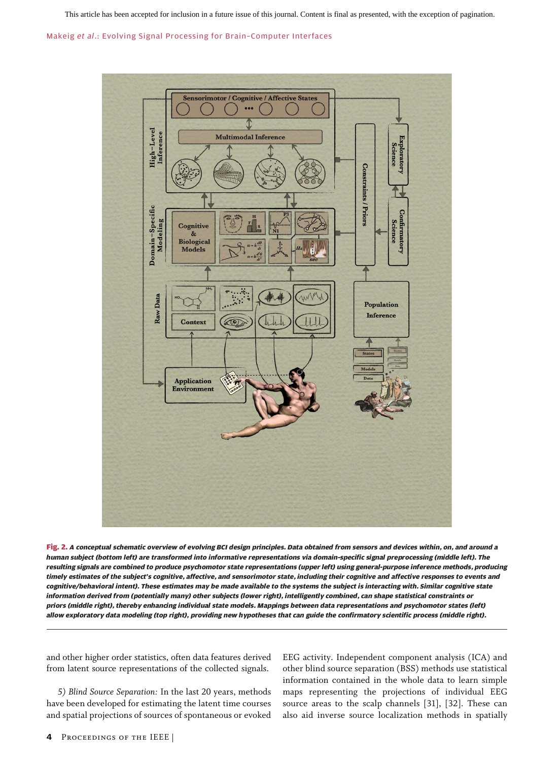**Fig. 2.** *A conceptual schematic overview of evolving BCI design principles. Data obtained from sensors and devices within, on, and around a human subject (bottom left) are transformed into informative representations via domain-specific signal preprocessing (middle left). The resulting signals are combined to produce psychomotor state representations (upper left) using general-purpose inference methods, producing timely estimates of the subject's cognitive, affective, and sensorimotor state, including their cognitive and affective responses to events and cognitive/behavioral intent). These estimates may be made available to the systems the subject is interacting with. Similar cognitive state information derived from (potentially many) other subjects (lower right), intelligently combined, can shape statistical constraints or priors (middle right), thereby enhancing individual state models. Mappings between data representations and psychomotor states (left) allow exploratory data modeling (top right), providing new hypotheses that can guide the confirmatory scientific process (middle right).*

and other higher order statistics, often data features derived from latent source representations of the collected signals.

*5) Blind Source Separation:* In the last 20 years, methods have been developed for estimating the latent time courses and spatial projections of sources of spontaneous or evoked EEG activity. Independent component analysis (ICA) and other blind source separation (BSS) methods use statistical information contained in the whole data to learn simple maps representing the projections of individual EEG source areas to the scalp channels [31], [32]. These can also aid inverse source localization methods in spatially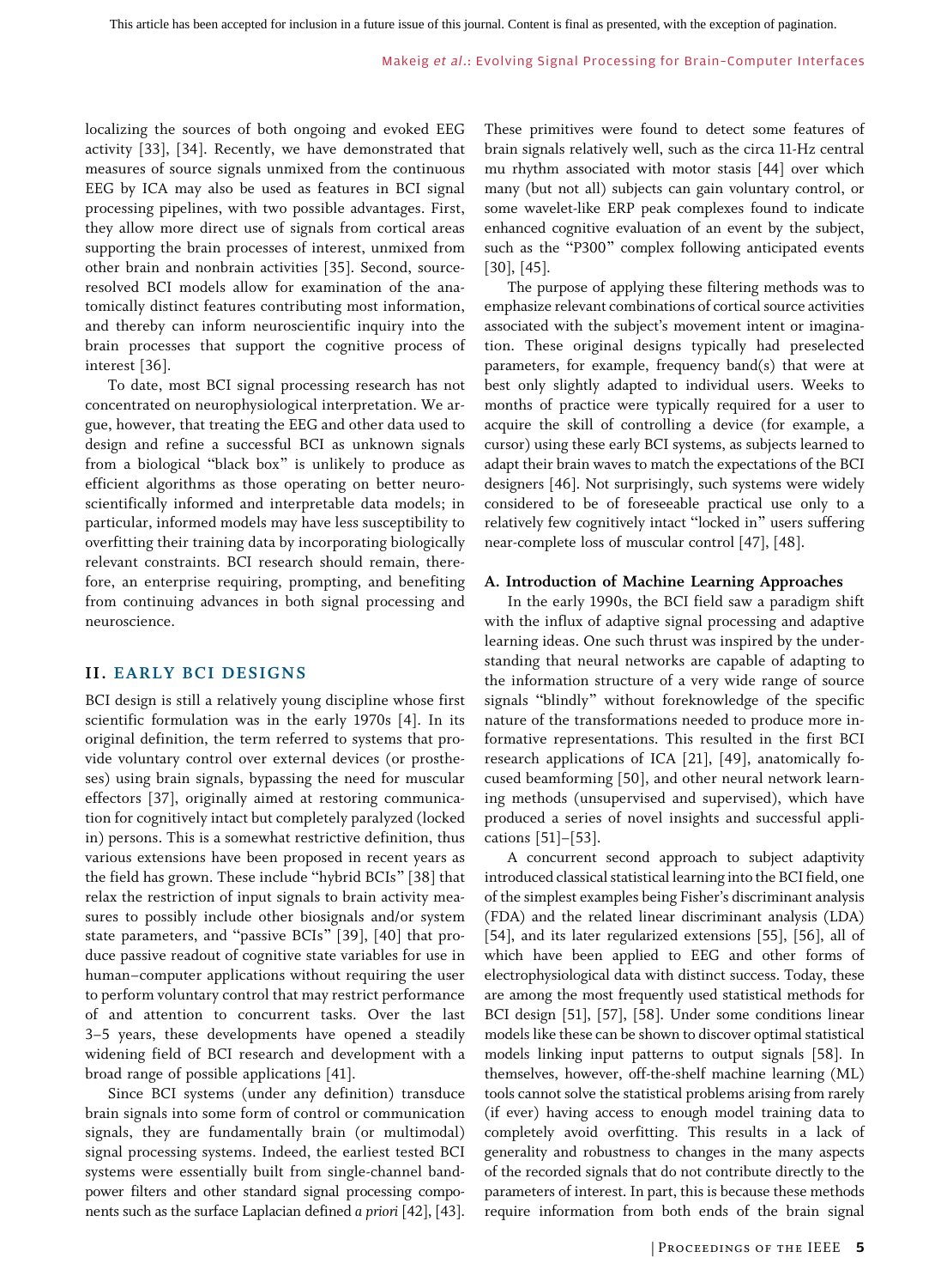localizing the sources of both ongoing and evoked EEG activity [33], [34]. Recently, we have demonstrated that measures of source signals unmixed from the continuous EEG by ICA may also be used as features in BCI signal processing pipelines, with two possible advantages. First, they allow more direct use of signals from cortical areas supporting the brain processes of interest, unmixed from other brain and nonbrain activities [35]. Second, source-resolved BCI models allow for examination of the anatomically distinct features contributing most information, and thereby can inform neuroscientific inquiry into the brain processes that support the cognitive process of interest [36].

To date, most BCI signal processing research has not concentrated on neurophysiological interpretation. We argue, however, that treating the EEG and other data used to design and refine a successful BCI as unknown signals from a biological "black box" is unlikely to produce as efficient algorithms as those operating on better neuroscientifically informed and interpretable data models; in particular, informed models may have less susceptibility to overfitting their training data by incorporating biologically relevant constraints. BCI research should remain, therefore, an enterprise requiring, prompting, and benefiting from continuing advances in both signal processing and neuroscience.

## II. EARLY BCI DESIGNS

BCI design is still a relatively young discipline whose first scientific formulation was in the early 1970s [4]. In its original definition, the term referred to systems that provide voluntary control over external devices (or prostheses) using brain signals, bypassing the need for muscular effectors [37], originally aimed at restoring communication for cognitively intact but completely paralyzed (locked in) persons. This is a somewhat restrictive definition, thus various extensions have been proposed in recent years as the field has grown. These include "hybrid BCIs" [38] that relax the restriction of input signals to brain activity measures to possibly include other biosignals and/or system state parameters, and "passive BCIs" [39], [40] that produce passive readout of cognitive state variables for use in human–computer applications without requiring the user to perform voluntary control that may restrict performance of and attention to concurrent tasks. Over the last 3–5 years, these developments have opened a steadily widening field of BCI research and development with a broad range of possible applications [41].

Since BCI systems (under any definition) transduce brain signals into some form of control or communication signals, they are fundamentally brain (or multimodal) signal processing systems. Indeed, the earliest tested BCI systems were essentially built from single-channel bandpower filters and other standard signal processing components such as the surface Laplacian defined *a priori* [42], [43]. These primitives were found to detect some features of brain signals relatively well, such as the circa 11-Hz central mu rhythm associated with motor stasis [44] over which many (but not all) subjects can gain voluntary control, or some wavelet-like ERP peak complexes found to indicate enhanced cognitive evaluation of an event by the subject, such as the "P300" complex following anticipated events [30], [45].

The purpose of applying these filtering methods was to emphasize relevant combinations of cortical source activities associated with the subject's movement intent or imagination. These original designs typically had preselected parameters, for example, frequency band(s) that were at best only slightly adapted to individual users. Weeks to months of practice were typically required for a user to acquire the skill of controlling a device (for example, a cursor) using these early BCI systems, as subjects learned to adapt their brain waves to match the expectations of the BCI designers [46]. Not surprisingly, such systems were widely considered to be of foreseeable practical use only to a relatively few cognitively intact "locked in" users suffering near-complete loss of muscular control [47], [48].

### A. Introduction of Machine Learning Approaches

In the early 1990s, the BCI field saw a paradigm shift with the influx of adaptive signal processing and adaptive learning ideas. One such thrust was inspired by the understanding that neural networks are capable of adapting to the information structure of a very wide range of source signals "blindly" without foreknowledge of the specific nature of the transformations needed to produce more informative representations. This resulted in the first BCI research applications of ICA [21], [49], anatomically focused beamforming [50], and other neural network learning methods (unsupervised and supervised), which have produced a series of novel insights and successful applications [51]–[53].

A concurrent second approach to subject adaptivity introduced classical statistical learning into the BCI field, one of the simplest examples being Fisher's discriminant analysis (FDA) and the related linear discriminant analysis (LDA) [54], and its later regularized extensions [55], [56], all of which have been applied to EEG and other forms of electrophysiological data with distinct success. Today, these are among the most frequently used statistical methods for BCI design [51], [57], [58]. Under some conditions linear models like these can be shown to discover optimal statistical models linking input patterns to output signals [58]. In themselves, however, off-the-shelf machine learning (ML) tools cannot solve the statistical problems arising from rarely (if ever) having access to enough model training data to completely avoid overfitting. This results in a lack of generality and robustness to changes in the many aspects of the recorded signals that do not contribute directly to the parameters of interest. In part, this is because these methods require information from both ends of the brain signal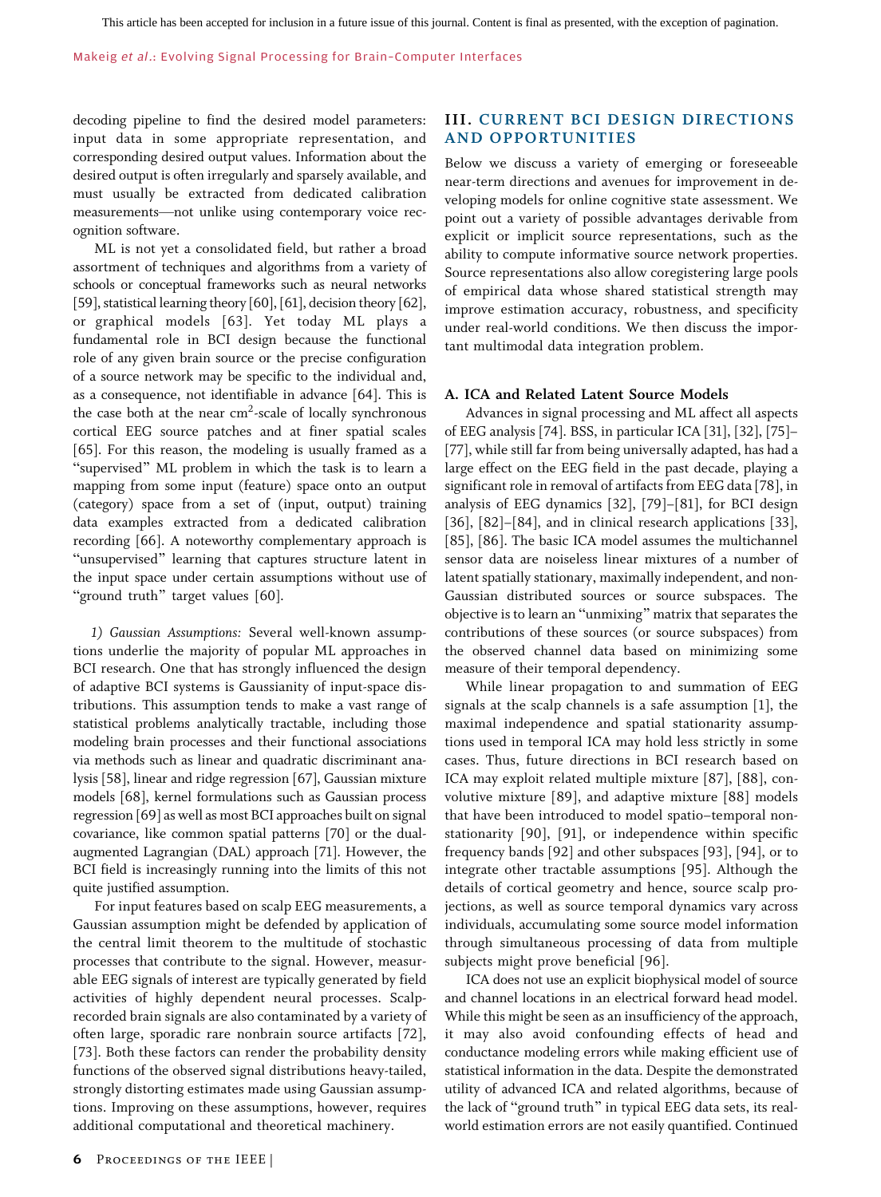decoding pipeline to find the desired model parameters: input data in some appropriate representation, and corresponding desired output values. Information about the desired output is often irregularly and sparsely available, and must usually be extracted from dedicated calibration measurements—not unlike using contemporary voice recognition software.

ML is not yet a consolidated field, but rather a broad assortment of techniques and algorithms from a variety of schools or conceptual frameworks such as neural networks [59], statistical learning theory [60], [61], decision theory [62], or graphical models [63]. Yet today ML plays a fundamental role in BCI design because the functional role of any given brain source or the precise configuration of a source network may be specific to the individual and, as a consequence, not identifiable in advance [64]. This is the case both at the near $cm^2$-scale of locally synchronous cortical EEG source patches and at finer spatial scales [65]. For this reason, the modeling is usually framed as a "supervised" ML problem in which the task is to learn a mapping from some input (feature) space onto an output (category) space from a set of (input, output) training data examples extracted from a dedicated calibration recording [66]. A noteworthy complementary approach is "unsupervised" learning that captures structure latent in the input space under certain assumptions without use of "ground truth" target values [60].

*1) Gaussian Assumptions:* Several well-known assumptions underlie the majority of popular ML approaches in BCI research. One that has strongly influenced the design of adaptive BCI systems is Gaussianity of input-space distributions. This assumption tends to make a vast range of statistical problems analytically tractable, including those modeling brain processes and their functional associations via methods such as linear and quadratic discriminant analysis [58], linear and ridge regression [67], Gaussian mixture models [68], kernel formulations such as Gaussian process regression [69] as well as most BCI approaches built on signal covariance, like common spatial patterns [70] or the dual-augmented Lagrangian (DAL) approach [71]. However, the BCI field is increasingly running into the limits of this not quite justified assumption.

For input features based on scalp EEG measurements, a Gaussian assumption might be defended by application of the central limit theorem to the multitude of stochastic processes that contribute to the signal. However, measurable EEG signals of interest are typically generated by field activities of highly dependent neural processes. Scalp-recorded brain signals are also contaminated by a variety of often large, sporadic rare nonbrain source artifacts [72], [73]. Both these factors can render the probability density functions of the observed signal distributions heavy-tailed, strongly distorting estimates made using Gaussian assumptions. Improving on these assumptions, however, requires additional computational and theoretical machinery.

## III. CURRENT BCI DESIGN DIRECTIONS AND OPPORTUNITIES

Below we discuss a variety of emerging or foreseeable near-term directions and avenues for improvement in developing models for online cognitive state assessment. We point out a variety of possible advantages derivable from explicit or implicit source representations, such as the ability to compute informative source network properties. Source representations also allow coregistering large pools of empirical data whose shared statistical strength may improve estimation accuracy, robustness, and specificity under real-world conditions. We then discuss the important multimodal data integration problem.

### A. ICA and Related Latent Source Models

Advances in signal processing and ML affect all aspects of EEG analysis [74]. BSS, in particular ICA [31], [32], [75]–[77], while still far from being universally adapted, has had a large effect on the EEG field in the past decade, playing a significant role in removal of artifacts from EEG data [78], in analysis of EEG dynamics [32], [79]–[81], for BCI design [36], [82]–[84], and in clinical research applications [33], [85], [86]. The basic ICA model assumes the multichannel sensor data are noiseless linear mixtures of a number of latent spatially stationary, maximally independent, and non-Gaussian distributed sources or source subspaces. The objective is to learn an "unmixing" matrix that separates the contributions of these sources (or source subspaces) from the observed channel data based on minimizing some measure of their temporal dependency.

While linear propagation to and summation of EEG signals at the scalp channels is a safe assumption [1], the maximal independence and spatial stationarity assumptions used in temporal ICA may hold less strictly in some cases. Thus, future directions in BCI research based on ICA may exploit related multiple mixture [87], [88], convolutive mixture [89], and adaptive mixture [88] models that have been introduced to model spatio–temporal nonstationarity [90], [91], or independence within specific frequency bands [92] and other subspaces [93], [94], or to integrate other tractable assumptions [95]. Although the details of cortical geometry and hence, source scalp projections, as well as source temporal dynamics vary across individuals, accumulating some source model information through simultaneous processing of data from multiple subjects might prove beneficial [96].

ICA does not use an explicit biophysical model of source and channel locations in an electrical forward head model. While this might be seen as an insufficiency of the approach, it may also avoid confounding effects of head and conductance modeling errors while making efficient use of statistical information in the data. Despite the demonstrated utility of advanced ICA and related algorithms, because of the lack of "ground truth" in typical EEG data sets, its real-world estimation errors are not easily quantified. Continued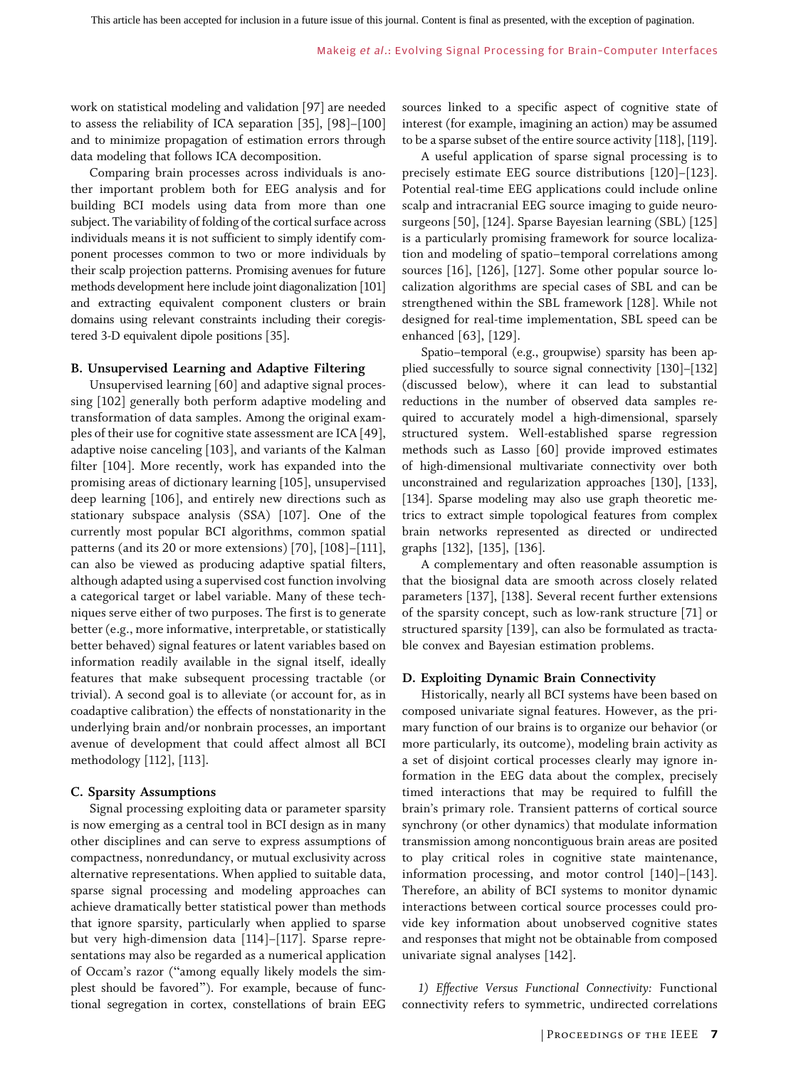work on statistical modeling and validation [97] are needed to assess the reliability of ICA separation [35], [98]–[100] and to minimize propagation of estimation errors through data modeling that follows ICA decomposition.

Comparing brain processes across individuals is another important problem both for EEG analysis and for building BCI models using data from more than one subject. The variability of folding of the cortical surface across individuals means it is not sufficient to simply identify component processes common to two or more individuals by their scalp projection patterns. Promising avenues for future methods development here include joint diagonalization [101] and extracting equivalent component clusters or brain domains using relevant constraints including their coregistered 3-D equivalent dipole positions [35].

### B. Unsupervised Learning and Adaptive Filtering

Unsupervised learning [60] and adaptive signal processing [102] generally both perform adaptive modeling and transformation of data samples. Among the original examples of their use for cognitive state assessment are ICA [49], adaptive noise canceling [103], and variants of the Kalman filter [104]. More recently, work has expanded into the promising areas of dictionary learning [105], unsupervised deep learning [106], and entirely new directions such as stationary subspace analysis (SSA) [107]. One of the currently most popular BCI algorithms, common spatial patterns (and its 20 or more extensions) [70], [108]–[111], can also be viewed as producing adaptive spatial filters, although adapted using a supervised cost function involving a categorical target or label variable. Many of these techniques serve either of two purposes. The first is to generate better (e.g., more informative, interpretable, or statistically better behaved) signal features or latent variables based on information readily available in the signal itself, ideally features that make subsequent processing tractable (or trivial). A second goal is to alleviate (or account for, as in coadaptive calibration) the effects of nonstationarity in the underlying brain and/or nonbrain processes, an important avenue of development that could affect almost all BCI methodology [112], [113].

### C. Sparsity Assumptions

Signal processing exploiting data or parameter sparsity is now emerging as a central tool in BCI design as in many other disciplines and can serve to express assumptions of compactness, nonredundancy, or mutual exclusivity across alternative representations. When applied to suitable data, sparse signal processing and modeling approaches can achieve dramatically better statistical power than methods that ignore sparsity, particularly when applied to sparse but very high-dimension data [114]–[117]. Sparse representations may also be regarded as a numerical application of Occam's razor ("among equally likely models the simplest should be favored"). For example, because of functional segregation in cortex, constellations of brain EEG sources linked to a specific aspect of cognitive state of interest (for example, imagining an action) may be assumed to be a sparse subset of the entire source activity [118], [119].

A useful application of sparse signal processing is to precisely estimate EEG source distributions [120]–[123]. Potential real-time EEG applications could include online scalp and intracranial EEG source imaging to guide neurosurgeons [50], [124]. Sparse Bayesian learning (SBL) [125] is a particularly promising framework for source localization and modeling of spatio–temporal correlations among sources [16], [126], [127]. Some other popular source localization algorithms are special cases of SBL and can be strengthened within the SBL framework [128]. While not designed for real-time implementation, SBL speed can be enhanced [63], [129].

Spatio–temporal (e.g., groupwise) sparsity has been applied successfully to source signal connectivity [130]–[132] (discussed below), where it can lead to substantial reductions in the number of observed data samples required to accurately model a high-dimensional, sparsely structured system. Well-established sparse regression methods such as Lasso [60] provide improved estimates of high-dimensional multivariate connectivity over both unconstrained and regularization approaches [130], [133], [134]. Sparse modeling may also use graph theoretic metrics to extract simple topological features from complex brain networks represented as directed or undirected graphs [132], [135], [136].

A complementary and often reasonable assumption is that the biosignal data are smooth across closely related parameters [137], [138]. Several recent further extensions of the sparsity concept, such as low-rank structure [71] or structured sparsity [139], can also be formulated as tractable convex and Bayesian estimation problems.

### D. Exploiting Dynamic Brain Connectivity

Historically, nearly all BCI systems have been based on composed univariate signal features. However, as the primary function of our brains is to organize our behavior (or more particularly, its outcome), modeling brain activity as a set of disjoint cortical processes clearly may ignore information in the EEG data about the complex, precisely timed interactions that may be required to fulfill the brain's primary role. Transient patterns of cortical source synchrony (or other dynamics) that modulate information transmission among noncontiguous brain areas are posited to play critical roles in cognitive state maintenance, information processing, and motor control [140]–[143]. Therefore, an ability of BCI systems to monitor dynamic interactions between cortical source processes could provide key information about unobserved cognitive states and responses that might not be obtainable from composed univariate signal analyses [142].

*1) Effective Versus Functional Connectivity:* Functional connectivity refers to symmetric, undirected correlations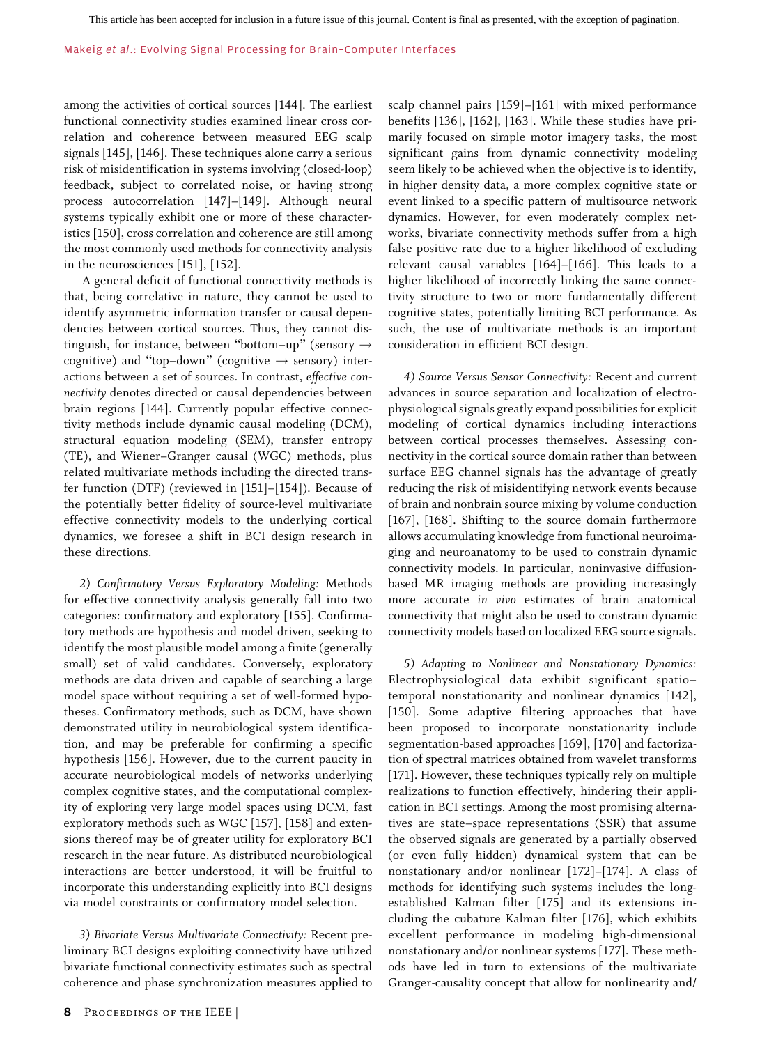among the activities of cortical sources [144]. The earliest functional connectivity studies examined linear cross correlation and coherence between measured EEG scalp signals [145], [146]. These techniques alone carry a serious risk of misidentification in systems involving (closed-loop) feedback, subject to correlated noise, or having strong process autocorrelation [147]–[149]. Although neural systems typically exhibit one or more of these characteristics [150], cross correlation and coherence are still among the most commonly used methods for connectivity analysis in the neurosciences [151], [152].

A general deficit of functional connectivity methods is that, being correlative in nature, they cannot be used to identify asymmetric information transfer or causal dependencies between cortical sources. Thus, they cannot distinguish, for instance, between "bottom–up" (sensory → cognitive) and "top–down" (cognitive → sensory) interactions between a set of sources. In contrast, *effective connectivity* denotes directed or causal dependencies between brain regions [144]. Currently popular effective connectivity methods include dynamic causal modeling (DCM), structural equation modeling (SEM), transfer entropy (TE), and Wiener–Granger causal (WGC) methods, plus related multivariate methods including the directed transfer function (DTF) (reviewed in [151]–[154]). Because of the potentially better fidelity of source-level multivariate effective connectivity models to the underlying cortical dynamics, we foresee a shift in BCI design research in these directions.

*2) Confirmatory Versus Exploratory Modeling:* Methods for effective connectivity analysis generally fall into two categories: confirmatory and exploratory [155]. Confirmatory methods are hypothesis and model driven, seeking to identify the most plausible model among a finite (generally small) set of valid candidates. Conversely, exploratory methods are data driven and capable of searching a large model space without requiring a set of well-formed hypotheses. Confirmatory methods, such as DCM, have shown demonstrated utility in neurobiological system identification, and may be preferable for confirming a specific hypothesis [156]. However, due to the current paucity in accurate neurobiological models of networks underlying complex cognitive states, and the computational complexity of exploring very large model spaces using DCM, fast exploratory methods such as WGC [157], [158] and extensions thereof may be of greater utility for exploratory BCI research in the near future. As distributed neurobiological interactions are better understood, it will be fruitful to incorporate this understanding explicitly into BCI designs via model constraints or confirmatory model selection.

*3) Bivariate Versus Multivariate Connectivity:* Recent preliminary BCI designs exploiting connectivity have utilized bivariate functional connectivity estimates such as spectral coherence and phase synchronization measures applied to scalp channel pairs [159]–[161] with mixed performance benefits [136], [162], [163]. While these studies have primarily focused on simple motor imagery tasks, the most significant gains from dynamic connectivity modeling seem likely to be achieved when the objective is to identify, in higher density data, a more complex cognitive state or event linked to a specific pattern of multisource network dynamics. However, for even moderately complex networks, bivariate connectivity methods suffer from a high false positive rate due to a higher likelihood of excluding relevant causal variables [164]–[166]. This leads to a higher likelihood of incorrectly linking the same connectivity structure to two or more fundamentally different cognitive states, potentially limiting BCI performance. As such, the use of multivariate methods is an important consideration in efficient BCI design.

*4) Source Versus Sensor Connectivity:* Recent and current advances in source separation and localization of electrophysiological signals greatly expand possibilities for explicit modeling of cortical dynamics including interactions between cortical processes themselves. Assessing connectivity in the cortical source domain rather than between surface EEG channel signals has the advantage of greatly reducing the risk of misidentifying network events because of brain and nonbrain source mixing by volume conduction [167], [168]. Shifting to the source domain furthermore allows accumulating knowledge from functional neuroimaging and neuroanatomy to be used to constrain dynamic connectivity models. In particular, noninvasive diffusion-based MR imaging methods are providing increasingly more accurate *in vivo* estimates of brain anatomical connectivity that might also be used to constrain dynamic connectivity models based on localized EEG source signals.

*5) Adapting to Nonlinear and Nonstationary Dynamics:* Electrophysiological data exhibit significant spatio–temporal nonstationarity and nonlinear dynamics [142], [150]. Some adaptive filtering approaches that have been proposed to incorporate nonstationarity include segmentation-based approaches [169], [170] and factorization of spectral matrices obtained from wavelet transforms [171]. However, these techniques typically rely on multiple realizations to function effectively, hindering their application in BCI settings. Among the most promising alternatives are state–space representations (SSR) that assume the observed signals are generated by a partially observed (or even fully hidden) dynamical system that can be nonstationary and/or nonlinear [172]–[174]. A class of methods for identifying such systems includes the long-established Kalman filter [175] and its extensions including the cubature Kalman filter [176], which exhibits excellent performance in modeling high-dimensional nonstationary and/or nonlinear systems [177]. These methods have led in turn to extensions of the multivariate Granger-causality concept that allow for nonlinearity and/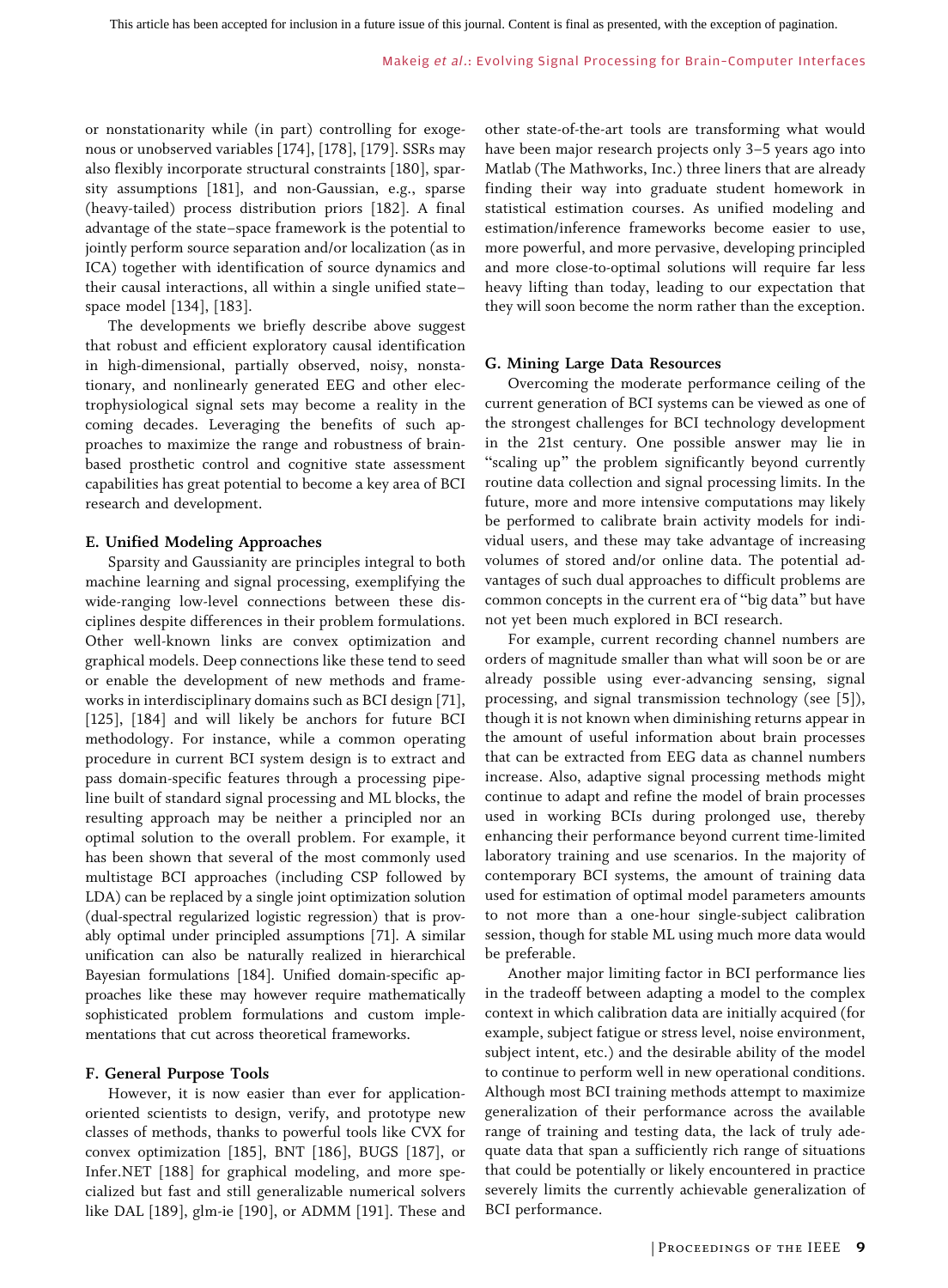or nonstationarity while (in part) controlling for exogenous or unobserved variables [174], [178], [179]. SSRs may also flexibly incorporate structural constraints [180], sparsity assumptions [181], and non-Gaussian, e.g., sparse (heavy-tailed) process distribution priors [182]. A final advantage of the state–space framework is the potential to jointly perform source separation and/or localization (as in ICA) together with identification of source dynamics and their causal interactions, all within a single unified state–space model [134], [183].

The developments we briefly describe above suggest that robust and efficient exploratory causal identification in high-dimensional, partially observed, noisy, nonstationary, and nonlinearly generated EEG and other electrophysiological signal sets may become a reality in the coming decades. Leveraging the benefits of such approaches to maximize the range and robustness of brain-based prosthetic control and cognitive state assessment capabilities has great potential to become a key area of BCI research and development.

### E. Unified Modeling Approaches

Sparsity and Gaussianity are principles integral to both machine learning and signal processing, exemplifying the wide-ranging low-level connections between these disciplines despite differences in their problem formulations. Other well-known links are convex optimization and graphical models. Deep connections like these tend to seed or enable the development of new methods and frameworks in interdisciplinary domains such as BCI design [71], [125], [184] and will likely be anchors for future BCI methodology. For instance, while a common operating procedure in current BCI system design is to extract and pass domain-specific features through a processing pipeline built of standard signal processing and ML blocks, the resulting approach may be neither a principled nor an optimal solution to the overall problem. For example, it has been shown that several of the most commonly used multistage BCI approaches (including CSP followed by LDA) can be replaced by a single joint optimization solution (dual-spectral regularized logistic regression) that is provably optimal under principled assumptions [71]. A similar unification can also be naturally realized in hierarchical Bayesian formulations [184]. Unified domain-specific approaches like these may however require mathematically sophisticated problem formulations and custom implementations that cut across theoretical frameworks.

### F. General Purpose Tools

However, it is now easier than ever for application-oriented scientists to design, verify, and prototype new classes of methods, thanks to powerful tools like CVX for convex optimization [185], BNT [186], BUGS [187], or Infer.NET [188] for graphical modeling, and more specialized but fast and still generalizable numerical solvers like DAL [189], glm-ie [190], or ADMM [191]. These and other state-of-the-art tools are transforming what would have been major research projects only 3–5 years ago into Matlab (The Mathworks, Inc.) three liners that are already finding their way into graduate student homework in statistical estimation courses. As unified modeling and estimation/inference frameworks become easier to use, more powerful, and more pervasive, developing principled and more close-to-optimal solutions will require far less heavy lifting than today, leading to our expectation that they will soon become the norm rather than the exception.

### G. Mining Large Data Resources

Overcoming the moderate performance ceiling of the current generation of BCI systems can be viewed as one of the strongest challenges for BCI technology development in the 21st century. One possible answer may lie in "scaling up" the problem significantly beyond currently routine data collection and signal processing limits. In the future, more and more intensive computations may likely be performed to calibrate brain activity models for individual users, and these may take advantage of increasing volumes of stored and/or online data. The potential advantages of such dual approaches to difficult problems are common concepts in the current era of "big data" but have not yet been much explored in BCI research.

For example, current recording channel numbers are orders of magnitude smaller than what will soon be or are already possible using ever-advancing sensing, signal processing, and signal transmission technology (see [5]), though it is not known when diminishing returns appear in the amount of useful information about brain processes that can be extracted from EEG data as channel numbers increase. Also, adaptive signal processing methods might continue to adapt and refine the model of brain processes used in working BCIs during prolonged use, thereby enhancing their performance beyond current time-limited laboratory training and use scenarios. In the majority of contemporary BCI systems, the amount of training data used for estimation of optimal model parameters amounts to not more than a one-hour single-subject calibration session, though for stable ML using much more data would be preferable.

Another major limiting factor in BCI performance lies in the tradeoff between adapting a model to the complex context in which calibration data are initially acquired (for example, subject fatigue or stress level, noise environment, subject intent, etc.) and the desirable ability of the model to continue to perform well in new operational conditions. Although most BCI training methods attempt to maximize generalization of their performance across the available range of training and testing data, the lack of truly adequate data that span a sufficiently rich range of situations that could be potentially or likely encountered in practice severely limits the currently achievable generalization of BCI performance.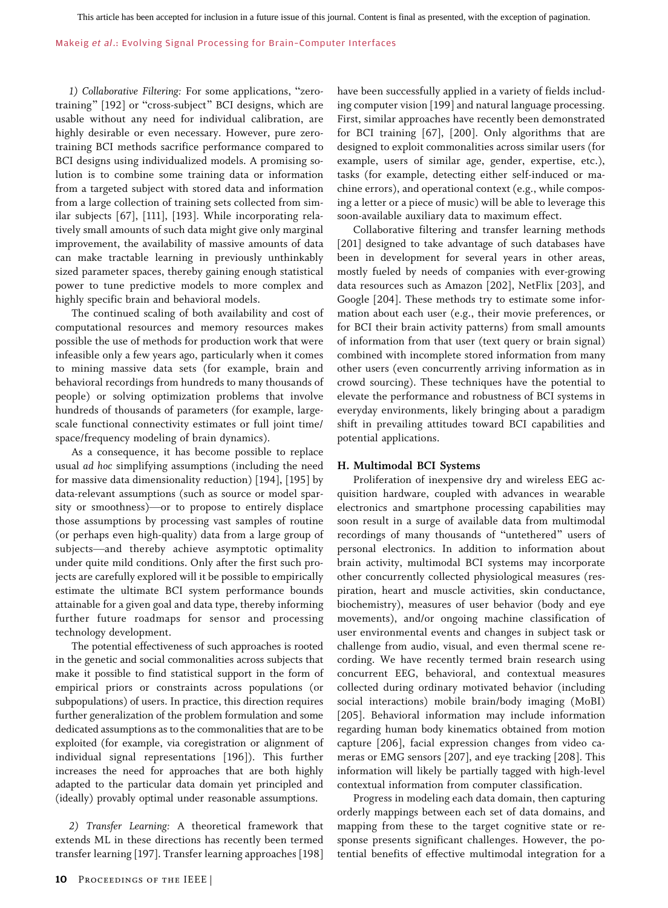*1) Collaborative Filtering:* For some applications, "zero-training" [192] or "cross-subject" BCI designs, which are usable without any need for individual calibration, are highly desirable or even necessary. However, pure zero-training BCI methods sacrifice performance compared to BCI designs using individualized models. A promising solution is to combine some training data or information from a targeted subject with stored data and information from a large collection of training sets collected from similar subjects [67], [111], [193]. While incorporating relatively small amounts of such data might give only marginal improvement, the availability of massive amounts of data can make tractable learning in previously unthinkably sized parameter spaces, thereby gaining enough statistical power to tune predictive models to more complex and highly specific brain and behavioral models.

The continued scaling of both availability and cost of computational resources and memory resources makes possible the use of methods for production work that were infeasible only a few years ago, particularly when it comes to mining massive data sets (for example, brain and behavioral recordings from hundreds to many thousands of people) or solving optimization problems that involve hundreds of thousands of parameters (for example, large-scale functional connectivity estimates or full joint time/space/frequency modeling of brain dynamics).

As a consequence, it has become possible to replace usual *ad hoc* simplifying assumptions (including the need for massive data dimensionality reduction) [194], [195] by data-relevant assumptions (such as source or model sparsity or smoothness)—or to propose to entirely displace those assumptions by processing vast samples of routine (or perhaps even high-quality) data from a large group of subjects—and thereby achieve asymptotic optimality under quite mild conditions. Only after the first such projects are carefully explored will it be possible to empirically estimate the ultimate BCI system performance bounds attainable for a given goal and data type, thereby informing further future roadmaps for sensor and processing technology development.

The potential effectiveness of such approaches is rooted in the genetic and social commonalities across subjects that make it possible to find statistical support in the form of empirical priors or constraints across populations (or subpopulations) of users. In practice, this direction requires further generalization of the problem formulation and some dedicated assumptions as to the commonalities that are to be exploited (for example, via coregistration or alignment of individual signal representations [196]). This further increases the need for approaches that are both highly adapted to the particular data domain yet principled and (ideally) provably optimal under reasonable assumptions.

*2) Transfer Learning:* A theoretical framework that extends ML in these directions has recently been termed transfer learning [197]. Transfer learning approaches [198] have been successfully applied in a variety of fields including computer vision [199] and natural language processing. First, similar approaches have recently been demonstrated for BCI training [67], [200]. Only algorithms that are designed to exploit commonalities across similar users (for example, users of similar age, gender, expertise, etc.), tasks (for example, detecting either self-induced or machine errors), and operational context (e.g., while composing a letter or a piece of music) will be able to leverage this soon-available auxiliary data to maximum effect.

Collaborative filtering and transfer learning methods [201] designed to take advantage of such databases have been in development for several years in other areas, mostly fueled by needs of companies with ever-growing data resources such as Amazon [202], NetFlix [203], and Google [204]. These methods try to estimate some information about each user (e.g., their movie preferences, or for BCI their brain activity patterns) from small amounts of information from that user (text query or brain signal) combined with incomplete stored information from many other users (even concurrently arriving information as in crowd sourcing). These techniques have the potential to elevate the performance and robustness of BCI systems in everyday environments, likely bringing about a paradigm shift in prevailing attitudes toward BCI capabilities and potential applications.

### H. Multimodal BCI Systems

Proliferation of inexpensive dry and wireless EEG acquisition hardware, coupled with advances in wearable electronics and smartphone processing capabilities may soon result in a surge of available data from multimodal recordings of many thousands of "untethered" users of personal electronics. In addition to information about brain activity, multimodal BCI systems may incorporate other concurrently collected physiological measures (respiration, heart and muscle activities, skin conductance, biochemistry), measures of user behavior (body and eye movements), and/or ongoing machine classification of user environmental events and changes in subject task or challenge from audio, visual, and even thermal scene recording. We have recently termed brain research using concurrent EEG, behavioral, and contextual measures collected during ordinary motivated behavior (including social interactions) mobile brain/body imaging (MoBI) [205]. Behavioral information may include information regarding human body kinematics obtained from motion capture [206], facial expression changes from video cameras or EMG sensors [207], and eye tracking [208]. This information will likely be partially tagged with high-level contextual information from computer classification.

Progress in modeling each data domain, then capturing orderly mappings between each set of data domains, and mapping from these to the target cognitive state or response presents significant challenges. However, the potential benefits of effective multimodal integration for a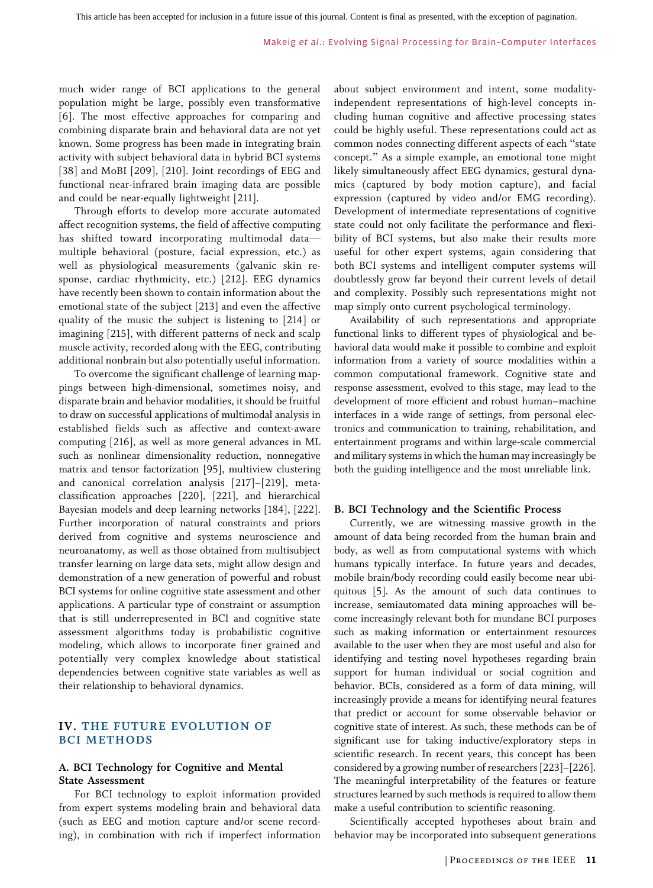much wider range of BCI applications to the general population might be large, possibly even transformative [6]. The most effective approaches for comparing and combining disparate brain and behavioral data are not yet known. Some progress has been made in integrating brain activity with subject behavioral data in hybrid BCI systems [38] and MoBI [209], [210]. Joint recordings of EEG and functional near-infrared brain imaging data are possible and could be near-equally lightweight [211].

Through efforts to develop more accurate automated affect recognition systems, the field of affective computing has shifted toward incorporating multimodal data—multiple behavioral (posture, facial expression, etc.) as well as physiological measurements (galvanic skin response, cardiac rhythmicity, etc.) [212]. EEG dynamics have recently been shown to contain information about the emotional state of the subject [213] and even the affective quality of the music the subject is listening to [214] or imagining [215], with different patterns of neck and scalp muscle activity, recorded along with the EEG, contributing additional nonbrain but also potentially useful information.

To overcome the significant challenge of learning mappings between high-dimensional, sometimes noisy, and disparate brain and behavior modalities, it should be fruitful to draw on successful applications of multimodal analysis in established fields such as affective and context-aware computing [216], as well as more general advances in ML such as nonlinear dimensionality reduction, nonnegative matrix and tensor factorization [95], multiview clustering and canonical correlation analysis [217]–[219], meta-classification approaches [220], [221], and hierarchical Bayesian models and deep learning networks [184], [222]. Further incorporation of natural constraints and priors derived from cognitive and systems neuroscience and neuroanatomy, as well as those obtained from multisubject transfer learning on large data sets, might allow design and demonstration of a new generation of powerful and robust BCI systems for online cognitive state assessment and other applications. A particular type of constraint or assumption that is still underrepresented in BCI and cognitive state assessment algorithms today is probabilistic cognitive modeling, which allows to incorporate finer grained and potentially very complex knowledge about statistical dependencies between cognitive state variables as well as their relationship to behavioral dynamics.

## IV. THE FUTURE EVOLUTION OF BCI METHODS

### A. BCI Technology for Cognitive and Mental State Assessment

For BCI technology to exploit information provided from expert systems modeling brain and behavioral data (such as EEG and motion capture and/or scene recording), in combination with rich if imperfect information about subject environment and intent, some modality-independent representations of high-level concepts including human cognitive and affective processing states could be highly useful. These representations could act as common nodes connecting different aspects of each "state concept." As a simple example, an emotional tone might likely simultaneously affect EEG dynamics, gestural dynamics (captured by body motion capture), and facial expression (captured by video and/or EMG recording). Development of intermediate representations of cognitive state could not only facilitate the performance and flexibility of BCI systems, but also make their results more useful for other expert systems, again considering that both BCI systems and intelligent computer systems will doubtlessly grow far beyond their current levels of detail and complexity. Possibly such representations might not map simply onto current psychological terminology.

Availability of such representations and appropriate functional links to different types of physiological and behavioral data would make it possible to combine and exploit information from a variety of source modalities within a common computational framework. Cognitive state and response assessment, evolved to this stage, may lead to the development of more efficient and robust human–machine interfaces in a wide range of settings, from personal electronics and communication to training, rehabilitation, and entertainment programs and within large-scale commercial and military systems in which the human may increasingly be both the guiding intelligence and the most unreliable link.

### B. BCI Technology and the Scientific Process

Currently, we are witnessing massive growth in the amount of data being recorded from the human brain and body, as well as from computational systems with which humans typically interface. In future years and decades, mobile brain/body recording could easily become near ubiquitous [5]. As the amount of such data continues to increase, semiautomated data mining approaches will become increasingly relevant both for mundane BCI purposes such as making information or entertainment resources available to the user when they are most useful and also for identifying and testing novel hypotheses regarding brain support for human individual or social cognition and behavior. BCIs, considered as a form of data mining, will increasingly provide a means for identifying neural features that predict or account for some observable behavior or cognitive state of interest. As such, these methods can be of significant use for taking inductive/exploratory steps in scientific research. In recent years, this concept has been considered by a growing number of researchers [223]–[226]. The meaningful interpretability of the features or feature structures learned by such methods is required to allow them make a useful contribution to scientific reasoning.

Scientifically accepted hypotheses about brain and behavior may be incorporated into subsequent generations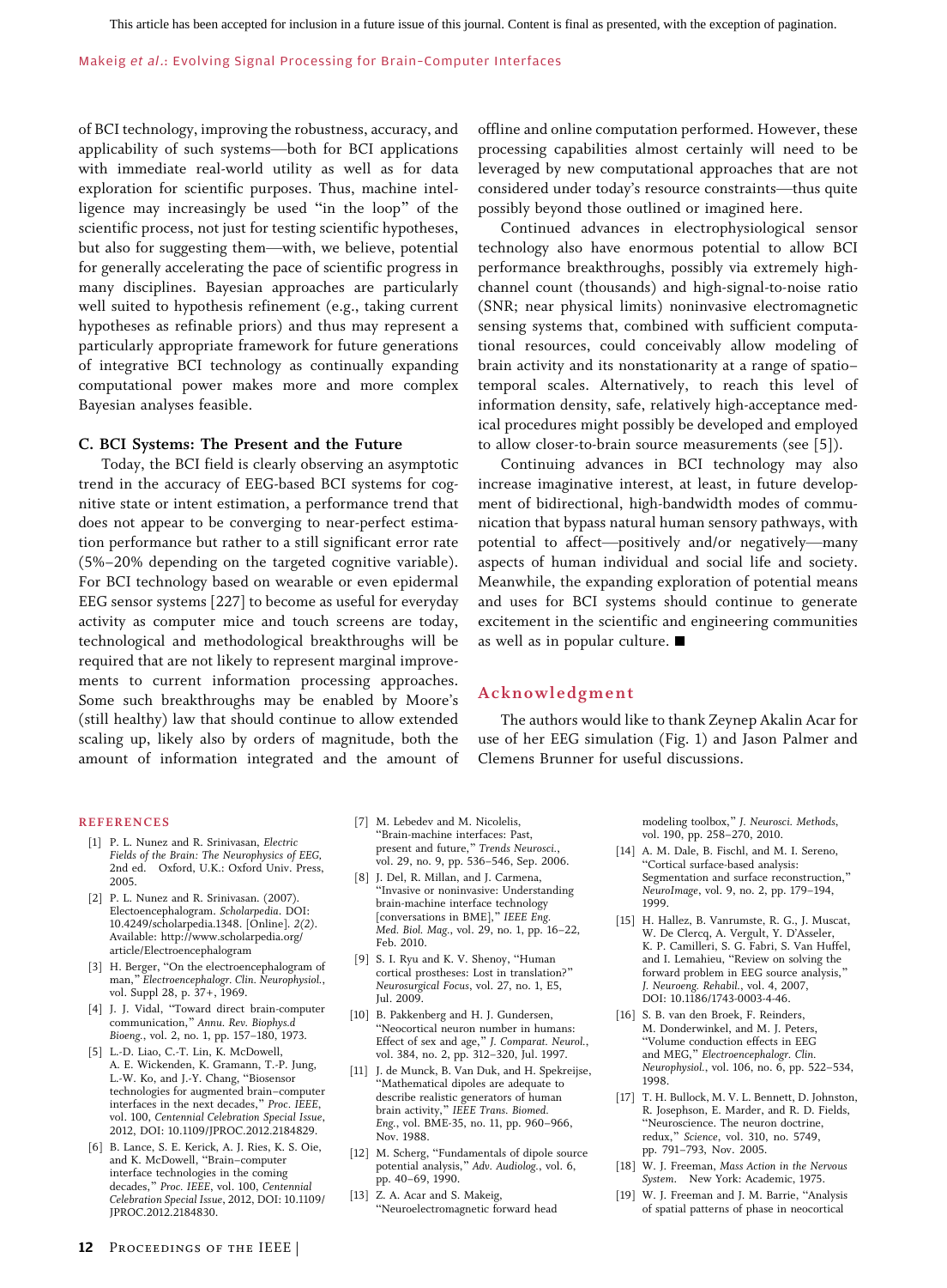of BCI technology, improving the robustness, accuracy, and applicability of such systems—both for BCI applications with immediate real-world utility as well as for data exploration for scientific purposes. Thus, machine intelligence may increasingly be used "in the loop" of the scientific process, not just for testing scientific hypotheses, but also for suggesting them—with, we believe, potential for generally accelerating the pace of scientific progress in many disciplines. Bayesian approaches are particularly well suited to hypothesis refinement (e.g., taking current hypotheses as refinable priors) and thus may represent a particularly appropriate framework for future generations of integrative BCI technology as continually expanding computational power makes more and more complex Bayesian analyses feasible.

### C. BCI Systems: The Present and the Future

Today, the BCI field is clearly observing an asymptotic trend in the accuracy of EEG-based BCI systems for cognitive state or intent estimation, a performance trend that does not appear to be converging to near-perfect estimation performance but rather to a still significant error rate (5%–20% depending on the targeted cognitive variable). For BCI technology based on wearable or even epidermal EEG sensor systems [227] to become as useful for everyday activity as computer mice and touch screens are today, technological and methodological breakthroughs will be required that are not likely to represent marginal improvements to current information processing approaches. Some such breakthroughs may be enabled by Moore's (still healthy) law that should continue to allow extended scaling up, likely also by orders of magnitude, both the amount of information integrated and the amount of offline and online computation performed. However, these processing capabilities almost certainly will need to be leveraged by new computational approaches that are not considered under today's resource constraints—thus quite possibly beyond those outlined or imagined here.

Continued advances in electrophysiological sensor technology also have enormous potential to allow BCI performance breakthroughs, possibly via extremely high-channel count (thousands) and high-signal-to-noise ratio (SNR; near physical limits) noninvasive electromagnetic sensing systems that, combined with sufficient computational resources, could conceivably allow modeling of brain activity and its nonstationarity at a range of spatio–temporal scales. Alternatively, to reach this level of information density, safe, relatively high-acceptance medical procedures might possibly be developed and employed to allow closer-to-brain source measurements (see [5]).

Continuing advances in BCI technology may also increase imaginative interest, at least, in future development of bidirectional, high-bandwidth modes of communication that bypass natural human sensory pathways, with potential to affect—positively and/or negatively—many aspects of human individual and social life and society. Meanwhile, the expanding exploration of potential means and uses for BCI systems should continue to generate excitement in the scientific and engineering communities as well as in popular culture. ■

## Acknowledgment

The authors would like to thank Zeynep Akalin Acar for use of her EEG simulation (Fig. 1) and Jason Palmer and Clemens Brunner for useful discussions.

## REFERENCES

[1] P. L. Nunez and R. Srinivasan, *Electric Fields of the Brain: The Neurophysics of EEG*, 2nd ed. Oxford, U.K.: Oxford Univ. Press, 2005.

[2] P. L. Nunez and R. Srinivasan. (2007). Electoencephalogram. *Scholarpedia*. DOI: 10.4249/scholarpedia.1348. [Online]. *2(2)*. Available: http://www.scholarpedia.org/article/Electroencephalogram

[3] H. Berger, "On the electroencephalogram of man," *Electroencephalogr. Clin. Neurophysiol.*, vol. Suppl 28, p. 37+, 1969.

[4] J. J. Vidal, "Toward direct brain-computer communication," *Annu. Rev. Biophys.d Bioeng.*, vol. 2, no. 1, pp. 157–180, 1973.

[5] L.-D. Liao, C.-T. Lin, K. McDowell, A. E. Wickenden, K. Gramann, T.-P. Jung, L.-W. Ko, and J.-Y. Chang, "Biosensor technologies for augmented brain–computer interfaces in the next decades," *Proc. IEEE*, vol. 100, *Centennial Celebration Special Issue*, 2012, DOI: 10.1109/JPROC.2012.2184829.

[6] B. Lance, S. E. Kerick, A. J. Ries, K. S. Oie, and K. McDowell, "Brain–computer interface technologies in the coming decades," *Proc. IEEE*, vol. 100, *Centennial Celebration Special Issue*, 2012, DOI: 10.1109/JPROC.2012.2184830.

[7] M. Lebedev and M. Nicolelis, "Brain-machine interfaces: Past, present and future," *Trends Neurosci.*, vol. 29, no. 9, pp. 536–546, Sep. 2006.

[8] J. Del, R. Millan, and J. Carmena, "Invasive or noninvasive: Understanding brain-machine interface technology [conversations in BME]," *IEEE Eng. Med. Biol. Mag.*, vol. 29, no. 1, pp. 16–22, Feb. 2010.

[9] S. I. Ryu and K. V. Shenoy, "Human cortical prostheses: Lost in translation?" *Neurosurgical Focus*, vol. 27, no. 1, E5, Jul. 2009.

[10] B. Pakkenberg and H. J. Gundersen, "Neocortical neuron number in humans: Effect of sex and age," *J. Comparat. Neurol.*, vol. 384, no. 2, pp. 312–320, Jul. 1997.

[11] J. de Munck, B. Van Duk, and H. Spekreijse, "Mathematical dipoles are adequate to describe realistic generators of human brain activity," *IEEE Trans. Biomed. Eng.*, vol. BME-35, no. 11, pp. 960–966, Nov. 1988.

[12] M. Scherg, "Fundamentals of dipole source potential analysis," *Adv. Audiolog.*, vol. 6, pp. 40–69, 1990.

[13] Z. A. Acar and S. Makeig, "Neuroelectromagnetic forward head modeling toolbox," *J. Neurosci. Methods*, vol. 190, pp. 258–270, 2010.

[14] A. M. Dale, B. Fischl, and M. I. Sereno, "Cortical surface-based analysis: Segmentation and surface reconstruction," *NeuroImage*, vol. 9, no. 2, pp. 179–194, 1999.

[15] H. Hallez, B. Vanrumste, R. G., J. Muscat, W. De Clercq, A. Vergult, Y. D'Asseler, K. P. Camilleri, S. G. Fabri, S. Van Huffel, and I. Lemahieu, "Review on solving the forward problem in EEG source analysis," *J. Neuroeng. Rehabil.*, vol. 4, 2007, DOI: 10.1186/1743-0003-4-46.

[16] S. B. van den Broek, F. Reinders, M. Donderwinkel, and M. J. Peters, "Volume conduction effects in EEG and MEG," *Electroencephalogr. Clin. Neurophysiol.*, vol. 106, no. 6, pp. 522–534, 1998.

[17] T. H. Bullock, M. V. L. Bennett, D. Johnston, R. Josephson, E. Marder, and R. D. Fields, "Neuroscience. The neuron doctrine, redux," *Science*, vol. 310, no. 5749, pp. 791–793, Nov. 2005.

[18] W. J. Freeman, *Mass Action in the Nervous System*. New York: Academic, 1975.

[19] W. J. Freeman and J. M. Barrie, "Analysis of spatial patterns of phase in neocortical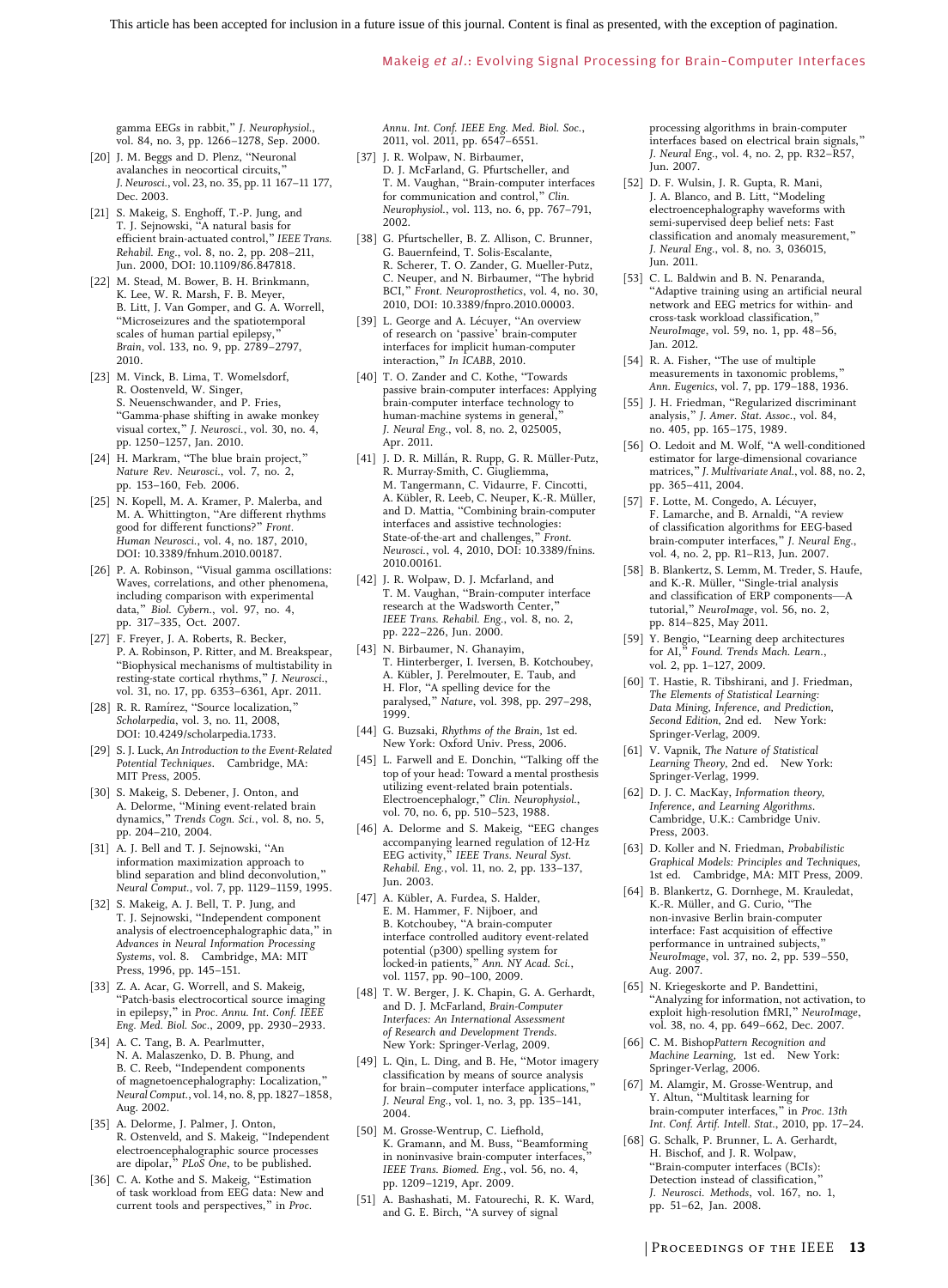gamma EEGs in rabbit," *J. Neurophysiol.*, vol. 84, no. 3, pp. 1266–1278, Sep. 2000.

[20] J. M. Beggs and D. Plenz, "Neuronal avalanches in neocortical circuits," *J. Neurosci.*, vol. 23, no. 35, pp. 11 167–11 177, Dec. 2003.

[21] S. Makeig, S. Enghoff, T.-P. Jung, and T. J. Sejnowski, "A natural basis for efficient brain-actuated control," *IEEE Trans. Rehabil. Eng.*, vol. 8, no. 2, pp. 208–211, Jun. 2000, DOI: 10.1109/86.847818.

[22] M. Stead, M. Bower, B. H. Brinkmann, K. Lee, W. R. Marsh, F. B. Meyer, B. Litt, J. Van Gomper, and G. A. Worrell, "Microseizures and the spatiotemporal scales of human partial epilepsy," *Brain*, vol. 133, no. 9, pp. 2789–2797, 2010.

[23] M. Vinck, B. Lima, T. Womelsdorf, R. Oostenveld, W. Singer, S. Neuenschwander, and P. Fries, "Gamma-phase shifting in awake monkey visual cortex," *J. Neurosci.*, vol. 30, no. 4, pp. 1250–1257, Jan. 2010.

[24] H. Markram, "The blue brain project," *Nature Rev. Neurosci.*, vol. 7, no. 2, pp. 153–160, Feb. 2006.

[25] N. Kopell, M. A. Kramer, P. Malerba, and M. A. Whittington, "Are different rhythms good for different functions?" *Front. Human Neurosci.*, vol. 4, no. 187, 2010, DOI: 10.3389/fnhum.2010.00187.

[26] P. A. Robinson, "Visual gamma oscillations: Waves, correlations, and other phenomena, including comparison with experimental data," *Biol. Cybern.*, vol. 97, no. 4, pp. 317–335, Oct. 2007.

[27] F. Freyer, J. A. Roberts, R. Becker, P. A. Robinson, P. Ritter, and M. Breakspear, "Biophysical mechanisms of multistability in resting-state cortical rhythms," *J. Neurosci.*, vol. 31, no. 17, pp. 6353–6361, Apr. 2011.

[28] R. R. Ramírez, "Source localization," *Scholarpedia*, vol. 3, no. 11, 2008, DOI: 10.4249/scholarpedia.1733.

[29] S. J. Luck, *An Introduction to the Event-Related Potential Techniques*. Cambridge, MA: MIT Press, 2005.

[30] S. Makeig, S. Debener, J. Onton, and A. Delorme, "Mining event-related brain dynamics," *Trends Cogn. Sci.*, vol. 8, no. 5, pp. 204–210, 2004.

[31] A. J. Bell and T. J. Sejnowski, "An information maximization approach to blind separation and blind deconvolution," *Neural Comput.*, vol. 7, pp. 1129–1159, 1995.

[32] S. Makeig, A. J. Bell, T. P. Jung, and T. J. Sejnowski, "Independent component analysis of electroencephalographic data," in *Advances in Neural Information Processing Systems*, vol. 8. Cambridge, MA: MIT Press, 1996, pp. 145–151.

[33] Z. A. Acar, G. Worrell, and S. Makeig, "Patch-basis electrocortical source imaging in epilepsy," in *Proc. Annu. Int. Conf. IEEE Eng. Med. Biol. Soc.*, 2009, pp. 2930–2933.

[34] A. C. Tang, B. A. Pearlmutter, N. A. Malaszenko, D. B. Phung, and B. C. Reeb, "Independent components of magnetoencephalography: Localization," *Neural Comput.*, vol. 14, no. 8, pp. 1827–1858, Aug. 2002.

[35] A. Delorme, J. Palmer, J. Onton, R. Ostenveld, and S. Makeig, "Independent electroencephalographic source processes are dipolar," *PLoS One*, to be published.

[36] C. A. Kothe and S. Makeig, "Estimation of task workload from EEG data: New and current tools and perspectives," in *Proc. Annu. Int. Conf. IEEE Eng. Med. Biol. Soc.*, 2011, vol. 2011, pp. 6547–6551.

[37] J. R. Wolpaw, N. Birbaumer, D. J. McFarland, G. Pfurtscheller, and T. M. Vaughan, "Brain-computer interfaces for communication and control," *Clin. Neurophysiol.*, vol. 113, no. 6, pp. 767–791, 2002.

[38] G. Pfurtscheller, B. Z. Allison, C. Brunner, G. Bauernfeind, T. Solis-Escalante, R. Scherer, T. O. Zander, G. Mueller-Putz, C. Neuper, and N. Birbaumer, "The hybrid BCI," *Front. Neuroprosthetics*, vol. 4, no. 30, 2010, DOI: 10.3389/fnpro.2010.00003.

[39] L. George and A. Lécuyer, "An overview of research on 'passive' brain-computer interfaces for implicit human-computer interaction," *In ICABB*, 2010.

[40] T. O. Zander and C. Kothe, "Towards passive brain-computer interfaces: Applying brain-computer interface technology to human-machine systems in general," *J. Neural Eng.*, vol. 8, no. 2, 025005, Apr. 2011.

[41] J. D. R. Millán, R. Rupp, G. R. Müller-Putz, R. Murray-Smith, C. Giugliemma, M. Tangermann, C. Vidaurre, F. Cincotti, A. Kübler, R. Leeb, C. Neuper, K.-R. Müller, and D. Mattia, "Combining brain-computer interfaces and assistive technologies: State-of-the-art and challenges," *Front. Neurosci.*, vol. 4, 2010, DOI: 10.3389/fnins.2010.00161.

[42] J. R. Wolpaw, D. J. Mcfarland, and T. M. Vaughan, "Brain-computer interface research at the Wadsworth Center," *IEEE Trans. Rehabil. Eng.*, vol. 8, no. 2, pp. 222–226, Jun. 2000.

[43] N. Birbaumer, N. Ghanayim, T. Hinterberger, I. Iversen, B. Kotchoubey, A. Kübler, J. Perelmouter, E. Taub, and H. Flor, "A spelling device for the paralysed," *Nature*, vol. 398, pp. 297–298, 1999.

[44] G. Buzsaki, *Rhythms of the Brain*, 1st ed. New York: Oxford Univ. Press, 2006.

[45] L. Farwell and E. Donchin, "Talking off the top of your head: Toward a mental prosthesis utilizing event-related brain potentials. Electroencephalogr," *Clin. Neurophysiol.*, vol. 70, no. 6, pp. 510–523, 1988.

[46] A. Delorme and S. Makeig, "EEG changes accompanying learned regulation of 12-Hz EEG activity," *IEEE Trans. Neural Syst. Rehabil. Eng.*, vol. 11, no. 2, pp. 133–137, Jun. 2003.

[47] A. Kübler, A. Furdea, S. Halder, E. M. Hammer, F. Nijboer, and B. Kotchoubey, "A brain-computer interface controlled auditory event-related potential (p300) spelling system for locked-in patients," *Ann. NY Acad. Sci.*, vol. 1157, pp. 90–100, 2009.

[48] T. W. Berger, J. K. Chapin, G. A. Gerhardt, and D. J. McFarland, *Brain-Computer Interfaces: An International Assessment of Research and Development Trends*. New York: Springer-Verlag, 2009.

[49] L. Qin, L. Ding, and B. He, "Motor imagery classification by means of source analysis for brain–computer interface applications," *J. Neural Eng.*, vol. 1, no. 3, pp. 135–141, 2004.

[50] M. Grosse-Wentrup, C. Liefhold, K. Gramann, and M. Buss, "Beamforming in noninvasive brain-computer interfaces," *IEEE Trans. Biomed. Eng.*, vol. 56, no. 4, pp. 1209–1219, Apr. 2009.

[51] A. Bashashati, M. Fatourechi, R. K. Ward, and G. E. Birch, "A survey of signal processing algorithms in brain-computer interfaces based on electrical brain signals," *J. Neural Eng.*, vol. 4, no. 2, pp. R32–R57, Jun. 2007.

[52] D. F. Wulsin, J. R. Gupta, R. Mani, J. A. Blanco, and B. Litt, "Modeling electroencephalography waveforms with semi-supervised deep belief nets: Fast classification and anomaly measurement," *J. Neural Eng.*, vol. 8, no. 3, 036015, Jun. 2011.

[53] C. L. Baldwin and B. N. Penaranda, "Adaptive training using an artificial neural network and EEG metrics for within- and cross-task workload classification," *NeuroImage*, vol. 59, no. 1, pp. 48–56, Jan. 2012.

[54] R. A. Fisher, "The use of multiple measurements in taxonomic problems," *Ann. Eugenics*, vol. 7, pp. 179–188, 1936.

[55] J. H. Friedman, "Regularized discriminant analysis," *J. Amer. Stat. Assoc.*, vol. 84, no. 405, pp. 165–175, 1989.

[56] O. Ledoit and M. Wolf, "A well-conditioned estimator for large-dimensional covariance matrices," *J. Multivariate Anal.*, vol. 88, no. 2, pp. 365–411, 2004.

[57] F. Lotte, M. Congedo, A. Lécuyer, F. Lamarche, and B. Arnaldi, "A review of classification algorithms for EEG-based brain-computer interfaces," *J. Neural Eng.*, vol. 4, no. 2, pp. R1–R13, Jun. 2007.

[58] B. Blankertz, S. Lemm, M. Treder, S. Haufe, and K.-R. Müller, "Single-trial analysis and classification of ERP components—A tutorial," *NeuroImage*, vol. 56, no. 2, pp. 814–825, May 2011.

[59] Y. Bengio, "Learning deep architectures for AI," *Found. Trends Mach. Learn.*, vol. 2, pp. 1–127, 2009.

[60] T. Hastie, R. Tibshirani, and J. Friedman, *The Elements of Statistical Learning: Data Mining, Inference, and Prediction, Second Edition*, 2nd ed. New York: Springer-Verlag, 2009.

[61] V. Vapnik, *The Nature of Statistical Learning Theory*, 2nd ed. New York: Springer-Verlag, 1999.

[62] D. J. C. MacKay, *Information theory, Inference, and Learning Algorithms*. Cambridge, U.K.: Cambridge Univ. Press, 2003.

[63] D. Koller and N. Friedman, *Probabilistic Graphical Models: Principles and Techniques*, 1st ed. Cambridge, MA: MIT Press, 2009.

[64] B. Blankertz, G. Dornhege, M. Krauledat, K.-R. Müller, and G. Curio, "The non-invasive Berlin brain-computer interface: Fast acquisition of effective performance in untrained subjects," *NeuroImage*, vol. 37, no. 2, pp. 539–550, Aug. 2007.

[65] N. Kriegeskorte and P. Bandettini, "Analyzing for information, not activation, to exploit high-resolution fMRI," *NeuroImage*, vol. 38, no. 4, pp. 649–662, Dec. 2007.

[66] C. M. Bishop*Pattern Recognition and Machine Learning*, 1st ed. New York: Springer-Verlag, 2006.

[67] M. Alamgir, M. Grosse-Wentrup, and Y. Altun, "Multitask learning for brain-computer interfaces," in *Proc. 13th Int. Conf. Artif. Intell. Stat.*, 2010, pp. 17–24.

[68] G. Schalk, P. Brunner, L. A. Gerhardt, H. Bischof, and J. R. Wolpaw, "Brain-computer interfaces (BCIs): Detection instead of classification," *J. Neurosci. Methods*, vol. 167, no. 1, pp. 51–62, Jan. 2008.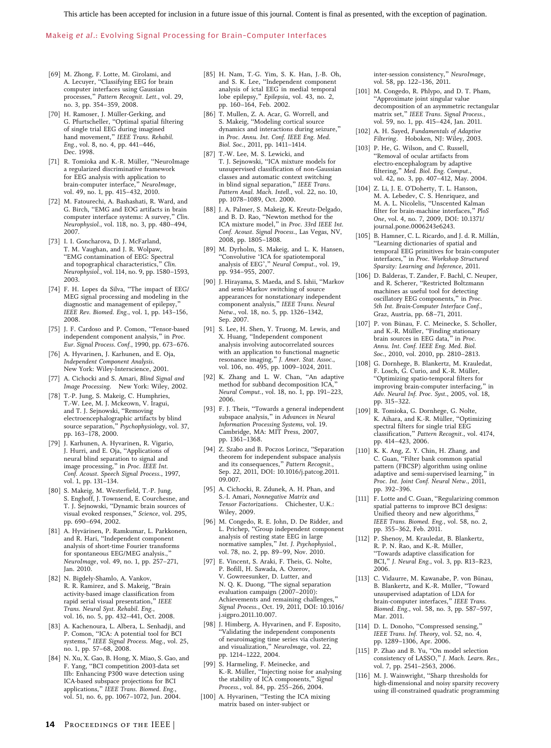[69] M. Zhong, F. Lotte, M. Girolami, and A. Lecuyer, "Classifying EEG for brain computer interfaces using Gaussian processes," *Pattern Recognit. Lett.*, vol. 29, no. 3, pp. 354–359, 2008.

[70] H. Ramoser, J. Müller-Gerking, and G. Pfurtscheller, "Optimal spatial filtering of single trial EEG during imagined hand movement," *IEEE Trans. Rehabil. Eng.*, vol. 8, no. 4, pp. 441–446, Dec. 1998.

[71] R. Tomioka and K.-R. Müller, "NeuroImage a regularized discriminative framework for EEG analysis with application to brain-computer interface," *NeuroImage*, vol. 49, no. 1, pp. 415–432, 2010.

[72] M. Fatourechi, A. Bashashati, R. Ward, and G. Birch, "EMG and EOG artifacts in brain computer interface systems: A survey," *Clin. Neurophysiol.*, vol. 118, no. 3, pp. 480–494, 2007.

[73] I. I. Goncharova, D. J. McFarland, T. M. Vaughan, and J. R. Wolpaw, "EMG contamination of EEG: Spectral and topographical characteristics," *Clin. Neurophysiol.*, vol. 114, no. 9, pp. 1580–1593, 2003.

[74] F. H. Lopes da Silva, "The impact of EEG/MEG signal processing and modeling in the diagnostic and management of epilepsy," *IEEE Rev. Biomed. Eng.*, vol. 1, pp. 143–156, 2008.

[75] J. F. Cardoso and P. Comon, "Tensor-based independent component analysis," in *Proc. Eur. Signal Process. Conf.*, 1990, pp. 673–676.

[76] A. Hyvarinen, J. Karhunen, and E. Oja, *Independent Component Analysis*. New York: Wiley-Interscience, 2001.

[77] A. Cichocki and S. Amari, *Blind Signal and Image Processing*. New York: Wiley, 2002.

[78] T.-P. Jung, S. Makeig, C. Humphries, T.-W. Lee, M. J. Mckeown, V. Iragui, and T. J. Sejnowski, "Removing electroencephalographic artifacts by blind source separation," *Psychophysiology*, vol. 37, pp. 163–178, 2000.

[79] J. Karhunen, A. Hyvarinen, R. Vigario, J. Hurri, and E. Oja, "Applications of neural blind separation to signal and image processing," in *Proc. IEEE Int. Conf. Acoust. Speech Signal Process.*, 1997, vol. 1, pp. 131–134.

[80] S. Makeig, M. Westerfield, T.-P. Jung, S. Enghoff, J. Townsend, E. Courchesne, and T. J. Sejnowski, "Dynamic brain sources of visual evoked responses," *Science*, vol. 295, pp. 690–694, 2002.

[81] A. Hyvärinen, P. Ramkumar, L. Parkkonen, and R. Hari, "Independent component analysis of short-time Fourier transforms for spontaneous EEG/MEG analysis.," *NeuroImage*, vol. 49, no. 1, pp. 257–271, Jan. 2010.

[82] N. Bigdely-Shamlo, A. Vankov, R. R. Ramirez, and S. Makeig, "Brain activity-based image classification from rapid serial visual presentation," *IEEE Trans. Neural Syst. Rehabil. Eng.*, vol. 16, no. 5, pp. 432–441, Oct. 2008.

[83] A. Kachenoura, L. Albera, L. Senhadji, and P. Comon, "ICA: A potential tool for BCI systems," *IEEE Signal Process. Mag.*, vol. 25, no. 1, pp. 57–68, 2008.

[84] N. Xu, X. Gao, B. Hong, X. Miao, S. Gao, and F. Yang, "BCI competition 2003-data set IIb: Enhancing P300 wave detection using ICA-based subspace projections for BCI applications," *IEEE Trans. Biomed. Eng.*, vol. 51, no. 6, pp. 1067–1072, Jun. 2004.

[85] H. Nam, T.-G. Yim, S. K. Han, J.-B. Oh, and S. K. Lee, "Independent component analysis of ictal EEG in medial temporal lobe epilepsy," *Epilepsia*, vol. 43, no. 2, pp. 160–164, Feb. 2002.

[86] T. Mullen, Z. A. Acar, G. Worrell, and S. Makeig, "Modeling cortical source dynamics and interactions during seizure," in *Proc. Annu. Int. Conf. IEEE Eng. Med. Biol. Soc.*, 2011, pp. 1411–1414.

[87] T.-W. Lee, M. S. Lewicki, and T. J. Sejnowski, "ICA mixture models for unsupervised classification of non-Gaussian classes and automatic context switching in blind signal separation," *IEEE Trans. Pattern Anal. Mach. Intell.*, vol. 22, no. 10, pp. 1078–1089, Oct. 2000.

[88] J. A. Palmer, S. Makeig, K. Kreutz-Delgado, and B. D. Rao, "Newton method for the ICA mixture model," in *Proc. 33rd IEEE Int. Conf. Acoust. Signal Process.*, Las Vegas, NV, 2008, pp. 1805–1808.

[89] M. Dyrholm, S. Makeig, and L. K. Hansen, "Convolutive 'ICA for spatiotemporal analysis of EEG'," *Neural Comput.*, vol. 19, pp. 934–955, 2007.

[90] J. Hirayama, S. Maeda, and S. Ishii, "Markov and semi-Markov switching of source appearances for nonstationary independent component analysis," *IEEE Trans. Neural Netw.*, vol. 18, no. 5, pp. 1326–1342, Sep. 2007.

[91] S. Lee, H. Shen, Y. Truong, M. Lewis, and X. Huang, "Independent component analysis involving autocorrelated sources with an application to functional magnetic resonance imaging," *J. Amer. Stat. Assoc.*, vol. 106, no. 495, pp. 1009–1024, 2011.

[92] K. Zhang and L. W. Chan, "An adaptive method for subband decomposition ICA," *Neural Comput.*, vol. 18, no. 1, pp. 191–223, 2006.

[93] F. J. Theis, "Towards a general independent subspace analysis," in *Advances in Neural Information Processing Systems*, vol. 19. Cambridge, MA: MIT Press, 2007, pp. 1361–1368.

[94] Z. Szabo and B. Poczos Lorincz, "Separation theorem for independent subspace analysis and its consequences," *Pattern Recognit.*, Sep. 22, 2011, DOI: 10.1016/j.patcog.2011.09.007.

[95] A. Cichocki, R. Zdunek, A. H. Phan, and S.-I. Amari, *Nonnegative Matrix and Tensor Factorizations*. Chichester, U.K.: Wiley, 2009.

[96] M. Congedo, R. E. John, D. De Ridder, and L. Prichep, "Group independent component analysis of resting state EEG in large normative samples," *Int. J. Psychophysiol.*, vol. 78, no. 2, pp. 89–99, Nov. 2010.

[97] E. Vincent, S. Araki, F. Theis, G. Nolte, P. Bofill, H. Sawada, A. Ozerov, V. Gowreesunker, D. Lutter, and N. Q. K. Duong, "The signal separation evaluation campaign (2007–2010): Achievements and remaining challenges," *Signal Process.*, Oct. 19, 2011, DOI: 10.1016/j.sigpro.2011.10.007.

[98] J. Himberg, A. Hyvarinen, and F. Esposito, "Validating the independent components of neuroimaging time series via clustering and visualization," *NeuroImage*, vol. 22, pp. 1214–1222, 2004.

[99] S. Harmeling, F. Meinecke, and K.-R. Müller, "Injecting noise for analysing the stability of ICA components," *Signal Process.*, vol. 84, pp. 255–266, 2004.

[100] A. Hyvarinen, "Testing the ICA mixing matrix based on inter-subject or inter-session consistency," *NeuroImage*, vol. 58, pp. 122–136, 2011.

[101] M. Congedo, R. Phlypo, and D. T. Pham, "Approximate joint singular value decomposition of an asymmetric rectangular matrix set," *IEEE Trans. Signal Process.*, vol. 59, no. 1, pp. 415–424, Jan. 2011.

[102] A. H. Sayed, *Fundamentals of Adaptive Filtering*. Hoboken, NJ: Wiley, 2003.

[103] P. He, G. Wilson, and C. Russell, "Removal of ocular artifacts from electro-encephalogram by adaptive filtering," *Med. Biol. Eng. Comput.*, vol. 42, no. 3, pp. 407–412, May. 2004.

[104] Z. Li, J. E. O'Doherty, T. L. Hanson, M. A. Lebedev, C. S. Henriquez, and M. A. L. Nicolelis, "Unscented Kalman filter for brain-machine interfaces," *PloS One*, vol. 4, no. 7, 2009, DOI: 10.1371/journal.pone.0006243e6243.

[105] B. Hamner, C. L. Ricardo, and J. d. R. Millán, "Learning dictionaries of spatial and temporal EEG primitives for brain-computer interfaces," in *Proc. Workshop Structured Sparsity: Learning and Inference*, 2011.

[106] D. Balderas, T. Zander, F. Bachl, C. Neuper, and R. Scherer, "Restricted Boltzmann machines as useful tool for detecting oscillatory EEG components," in *Proc. 5th Int. Brain-Computer Interface Conf.*, Graz, Austria, pp. 68–71, 2011.

[107] P. von Bünau, F. C. Meinecke, S. Scholler, and K.-R. Müller, "Finding stationary brain sources in EEG data," in *Proc. Annu. Int. Conf. IEEE Eng. Med. Biol. Soc.*, 2010, vol. 2010, pp. 2810–2813.

[108] G. Dornhege, B. Blankertz, M. Krauledat, F. Losch, G. Curio, and K.-R. Müller, "Optimizing spatio-temporal filters for improving brain-computer interfacing," in *Adv. Neural Inf. Proc. Syst.*, 2005, vol. 18, pp. 315–322.

[109] R. Tomioka, G. Dornhege, G. Nolte, K. Aihara, and K.-R. Müller, "Optimizing spectral filters for single trial EEG classification," *Pattern Recognit.*, vol. 4174, pp. 414–423, 2006.

[110] K. K. Ang, Z. Y. Chin, H. Zhang, and C. Guan, "Filter bank common spatial pattern (FBCSP) algorithm using online adaptive and semi-supervised learning," in *Proc. Int. Joint Conf. Neural Netw.*, 2011, pp. 392–396.

[111] F. Lotte and C. Guan, "Regularizing common spatial patterns to improve BCI designs: Unified theory and new algorithms," *IEEE Trans. Biomed. Eng.*, vol. 58, no. 2, pp. 355–362, Feb. 2011.

[112] P. Shenoy, M. Krauledat, B. Blankertz, R. P. N. Rao, and K.-R. Müller, "Towards adaptive classification for BCI," *J. Neural Eng.*, vol. 3, pp. R13–R23, 2006.

[113] C. Vidaurre, M. Kawanabe, P. von Bünau, B. Blankertz, and K.-R. Müller, "Toward unsupervised adaptation of LDA for brain-computer interfaces," *IEEE Trans. Biomed. Eng.*, vol. 58, no. 3, pp. 587–597, Mar. 2011.

[114] D. L. Donoho, "Compressed sensing," *IEEE Trans. Inf. Theory*, vol. 52, no. 4, pp. 1289–1306, Apr. 2006.

[115] P. Zhao and B. Yu, "On model selection consistency of LASSO," *J. Mach. Learn. Res.*, vol. 7, pp. 2541–2563, 2006.

[116] M. J. Wainwright, "Sharp thresholds for high-dimensional and noisy sparsity recovery using ill-constrained quadratic programming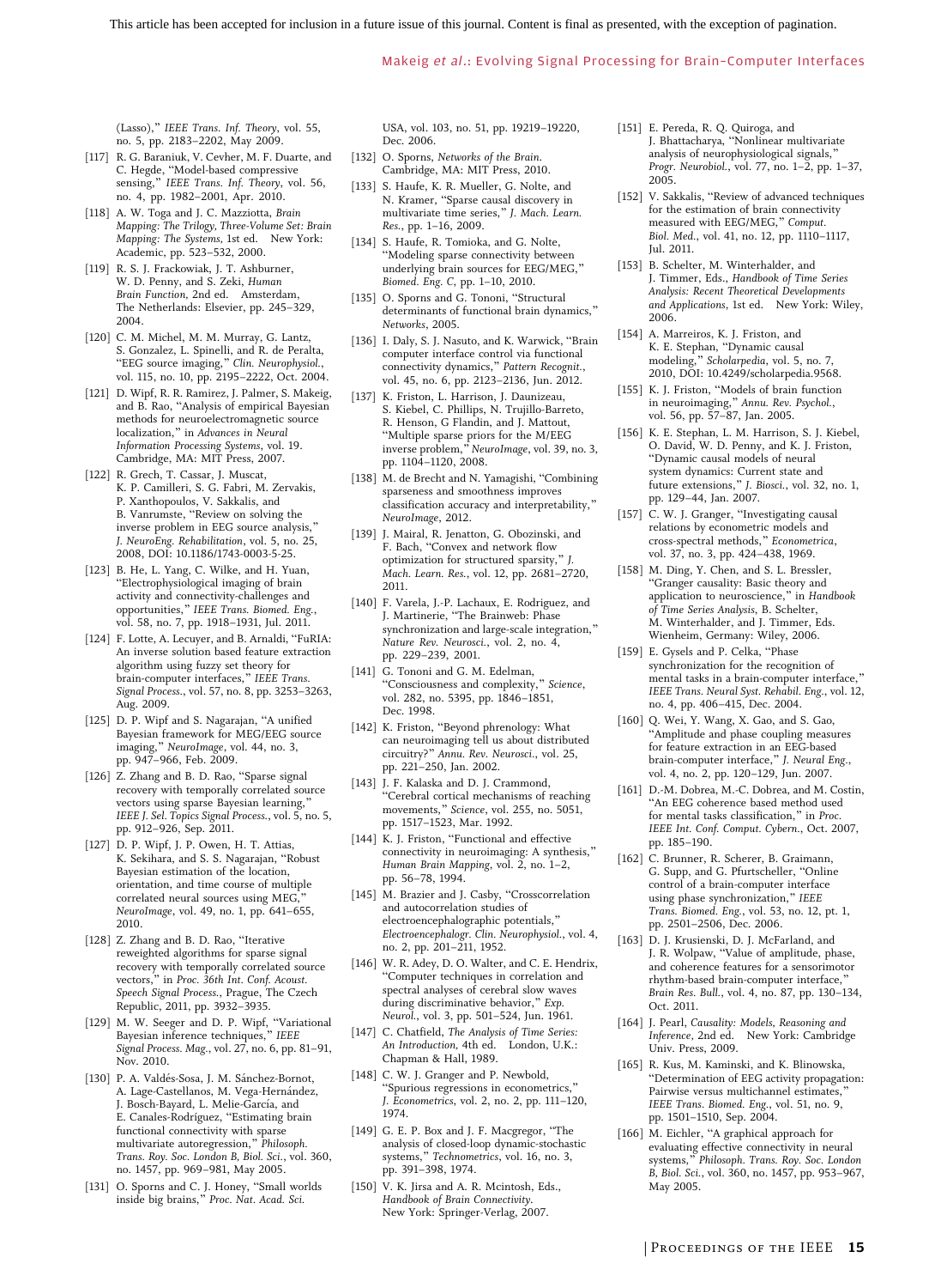(Lasso)," *IEEE Trans. Inf. Theory*, vol. 55, no. 5, pp. 2183–2202, May 2009.

[117] R. G. Baraniuk, V. Cevher, M. F. Duarte, and C. Hegde, "Model-based compressive sensing," *IEEE Trans. Inf. Theory*, vol. 56, no. 4, pp. 1982–2001, Apr. 2010.

[118] A. W. Toga and J. C. Mazziotta, *Brain Mapping: The Trilogy, Three-Volume Set: Brain Mapping: The Systems*, 1st ed. New York: Academic, pp. 523–532, 2000.

[119] R. S. J. Frackowiak, J. T. Ashburner, W. D. Penny, and S. Zeki, *Human Brain Function*, 2nd ed. Amsterdam, The Netherlands: Elsevier, pp. 245–329, 2004.

[120] C. M. Michel, M. M. Murray, G. Lantz, S. Gonzalez, L. Spinelli, and R. de Peralta, "EEG source imaging," *Clin. Neurophysiol.*, vol. 115, no. 10, pp. 2195–2222, Oct. 2004.

[121] D. Wipf, R. R. Ramirez, J. Palmer, S. Makeig, and B. Rao, "Analysis of empirical Bayesian methods for neuroelectromagnetic source localization," in *Advances in Neural Information Processing Systems*, vol. 19. Cambridge, MA: MIT Press, 2007.

[122] R. Grech, T. Cassar, J. Muscat, K. P. Camilleri, S. G. Fabri, M. Zervakis, P. Xanthopoulos, V. Sakkalis, and B. Vanrumste, "Review on solving the inverse problem in EEG source analysis," *J. NeuroEng. Rehabilitation*, vol. 5, no. 25, 2008, DOI: 10.1186/1743-0003-5-25.

[123] B. He, L. Yang, C. Wilke, and H. Yuan, "Electrophysiological imaging of brain activity and connectivity-challenges and opportunities," *IEEE Trans. Biomed. Eng.*, vol. 58, no. 7, pp. 1918–1931, Jul. 2011.

[124] F. Lotte, A. Lecuyer, and B. Arnaldi, "FuRIA: An inverse solution based feature extraction algorithm using fuzzy set theory for brain-computer interfaces," *IEEE Trans. Signal Process.*, vol. 57, no. 8, pp. 3253–3263, Aug. 2009.

[125] D. P. Wipf and S. Nagarajan, "A unified Bayesian framework for MEG/EEG source imaging," *NeuroImage*, vol. 44, no. 3, pp. 947–966, Feb. 2009.

[126] Z. Zhang and B. D. Rao, "Sparse signal recovery with temporally correlated source vectors using sparse Bayesian learning," *IEEE J. Sel. Topics Signal Process.*, vol. 5, no. 5, pp. 912–926, Sep. 2011.

[127] D. P. Wipf, J. P. Owen, H. T. Attias, K. Sekihara, and S. S. Nagarajan, "Robust Bayesian estimation of the location, orientation, and time course of multiple correlated neural sources using MEG," *NeuroImage*, vol. 49, no. 1, pp. 641–655, 2010.

[128] Z. Zhang and B. D. Rao, "Iterative reweighted algorithms for sparse signal recovery with temporally correlated source vectors," in *Proc. 36th Int. Conf. Acoust. Speech Signal Process.*, Prague, The Czech Republic, 2011, pp. 3932–3935.

[129] M. W. Seeger and D. P. Wipf, "Variational Bayesian inference techniques," *IEEE Signal Process. Mag.*, vol. 27, no. 6, pp. 81–91, Nov. 2010.

[130] P. A. Valdés-Sosa, J. M. Sánchez-Bornot, A. Lage-Castellanos, M. Vega-Hernández, J. Bosch-Bayard, L. Melie-García, and E. Canales-Rodríguez, "Estimating brain functional connectivity with sparse multivariate autoregression," *Philosoph. Trans. Roy. Soc. London B, Biol. Sci.*, vol. 360, no. 1457, pp. 969–981, May 2005.

[131] O. Sporns and C. J. Honey, "Small worlds inside big brains," *Proc. Nat. Acad. Sci. USA*, vol. 103, no. 51, pp. 19219–19220, Dec. 2006.

[132] O. Sporns, *Networks of the Brain*. Cambridge, MA: MIT Press, 2010.

[133] S. Haufe, K. R. Mueller, G. Nolte, and N. Kramer, "Sparse causal discovery in multivariate time series," *J. Mach. Learn. Res.*, pp. 1–16, 2009.

[134] S. Haufe, R. Tomioka, and G. Nolte, "Modeling sparse connectivity between underlying brain sources for EEG/MEG," *Biomed. Eng. C*, pp. 1–10, 2010.

[135] O. Sporns and G. Tononi, "Structural determinants of functional brain dynamics," *Networks*, 2005.

[136] I. Daly, S. J. Nasuto, and K. Warwick, "Brain computer interface control via functional connectivity dynamics," *Pattern Recognit.*, vol. 45, no. 6, pp. 2123–2136, Jun. 2012.

[137] K. Friston, L. Harrison, J. Daunizeau, S. Kiebel, C. Phillips, N. Trujillo-Barreto, R. Henson, G Flandin, and J. Mattout, "Multiple sparse priors for the M/EEG inverse problem," *NeuroImage*, vol. 39, no. 3, pp. 1104–1120, 2008.

[138] M. de Brecht and N. Yamagishi, "Combining sparseness and smoothness improves classification accuracy and interpretability," *NeuroImage*, 2012.

[139] J. Mairal, R. Jenatton, G. Obozinski, and F. Bach, "Convex and network flow optimization for structured sparsity," *J. Mach. Learn. Res.*, vol. 12, pp. 2681–2720, 2011.

[140] F. Varela, J.-P. Lachaux, E. Rodriguez, and J. Martinerie, "The Brainweb: Phase synchronization and large-scale integration," *Nature Rev. Neurosci.*, vol. 2, no. 4, pp. 229–239, 2001.

[141] G. Tononi and G. M. Edelman, "Consciousness and complexity," *Science*, vol. 282, no. 5395, pp. 1846–1851, Dec. 1998.

[142] K. Friston, "Beyond phrenology: What can neuroimaging tell us about distributed circuitry?" *Annu. Rev. Neurosci.*, vol. 25, pp. 221–250, Jan. 2002.

[143] J. F. Kalaska and D. J. Crammond, "Cerebral cortical mechanisms of reaching movements," *Science*, vol. 255, no. 5051, pp. 1517–1523, Mar. 1992.

[144] K. J. Friston, "Functional and effective connectivity in neuroimaging: A synthesis," *Human Brain Mapping*, vol. 2, no. 1–2, pp. 56–78, 1994.

[145] M. Brazier and J. Casby, "Crosscorrelation and autocorrelation studies of electroencephalographic potentials," *Electroencephalogr. Clin. Neurophysiol.*, vol. 4, no. 2, pp. 201–211, 1952.

[146] W. R. Adey, D. O. Walter, and C. E. Hendrix, "Computer techniques in correlation and spectral analyses of cerebral slow waves during discriminative behavior," *Exp. Neurol.*, vol. 3, pp. 501–524, Jun. 1961.

[147] C. Chatfield, *The Analysis of Time Series: An Introduction*, 4th ed. London, U.K.: Chapman & Hall, 1989.

[148] C. W. J. Granger and P. Newbold, "Spurious regressions in econometrics," *J. Econometrics*, vol. 2, no. 2, pp. 111–120, 1974.

[149] G. E. P. Box and J. F. Macgregor, "The analysis of closed-loop dynamic-stochastic systems," *Technometrics*, vol. 16, no. 3, pp. 391–398, 1974.

[150] V. K. Jirsa and A. R. Mcintosh, Eds., *Handbook of Brain Connectivity*. New York: Springer-Verlag, 2007.

[151] E. Pereda, R. Q. Quiroga, and J. Bhattacharya, "Nonlinear multivariate analysis of neurophysiological signals," *Progr. Neurobiol.*, vol. 77, no. 1–2, pp. 1–37, 2005.

[152] V. Sakkalis, "Review of advanced techniques for the estimation of brain connectivity measured with EEG/MEG," *Comput. Biol. Med.*, vol. 41, no. 12, pp. 1110–1117, Jul. 2011.

[153] B. Schelter, M. Winterhalder, and J. Timmer, Eds., *Handbook of Time Series Analysis: Recent Theoretical Developments and Applications*, 1st ed. New York: Wiley, 2006.

[154] A. Marreiros, K. J. Friston, and K. E. Stephan, "Dynamic causal modeling," *Scholarpedia*, vol. 5, no. 7, 2010, DOI: 10.4249/scholarpedia.9568.

[155] K. J. Friston, "Models of brain function in neuroimaging," *Annu. Rev. Psychol.*, vol. 56, pp. 57–87, Jan. 2005.

[156] K. E. Stephan, L. M. Harrison, S. J. Kiebel, O. David, W. D. Penny, and K. J. Friston, "Dynamic causal models of neural system dynamics: Current state and future extensions," *J. Biosci.*, vol. 32, no. 1, pp. 129–44, Jan. 2007.

[157] C. W. J. Granger, "Investigating causal relations by econometric models and cross-spectral methods," *Econometrica*, vol. 37, no. 3, pp. 424–438, 1969.

[158] M. Ding, Y. Chen, and S. L. Bressler, "Granger causality: Basic theory and application to neuroscience," in *Handbook of Time Series Analysis*, B. Schelter, M. Winterhalder, and J. Timmer, Eds. Wienheim, Germany: Wiley, 2006.

[159] E. Gysels and P. Celka, "Phase synchronization for the recognition of mental tasks in a brain-computer interface," *IEEE Trans. Neural Syst. Rehabil. Eng.*, vol. 12, no. 4, pp. 406–415, Dec. 2004.

[160] Q. Wei, Y. Wang, X. Gao, and S. Gao, "Amplitude and phase coupling measures for feature extraction in an EEG-based brain-computer interface," *J. Neural Eng.*, vol. 4, no. 2, pp. 120–129, Jun. 2007.

[161] D.-M. Dobrea, M.-C. Dobrea, and M. Costin, "An EEG coherence based method used for mental tasks classification," in *Proc. IEEE Int. Conf. Comput. Cybern.*, Oct. 2007, pp. 185–190.

[162] C. Brunner, R. Scherer, B. Graimann, G. Supp, and G. Pfurtscheller, "Online control of a brain-computer interface using phase synchronization," *IEEE Trans. Biomed. Eng.*, vol. 53, no. 12, pt. 1, pp. 2501–2506, Dec. 2006.

[163] D. J. Krusienski, D. J. McFarland, and J. R. Wolpaw, "Value of amplitude, phase, and coherence features for a sensorimotor rhythm-based brain-computer interface," *Brain Res. Bull.*, vol. 4, no. 87, pp. 130–134, Oct. 2011.

[164] J. Pearl, *Causality: Models, Reasoning and Inference*, 2nd ed. New York: Cambridge Univ. Press, 2009.

[165] R. Kus, M. Kaminski, and K. Blinowska, "Determination of EEG activity propagation: Pairwise versus multichannel estimates," *IEEE Trans. Biomed. Eng.*, vol. 51, no. 9, pp. 1501–1510, Sep. 2004.

[166] M. Eichler, "A graphical approach for evaluating effective connectivity in neural systems," *Philosoph. Trans. Roy. Soc. London B, Biol. Sci.*, vol. 360, no. 1457, pp. 953–967, May 2005.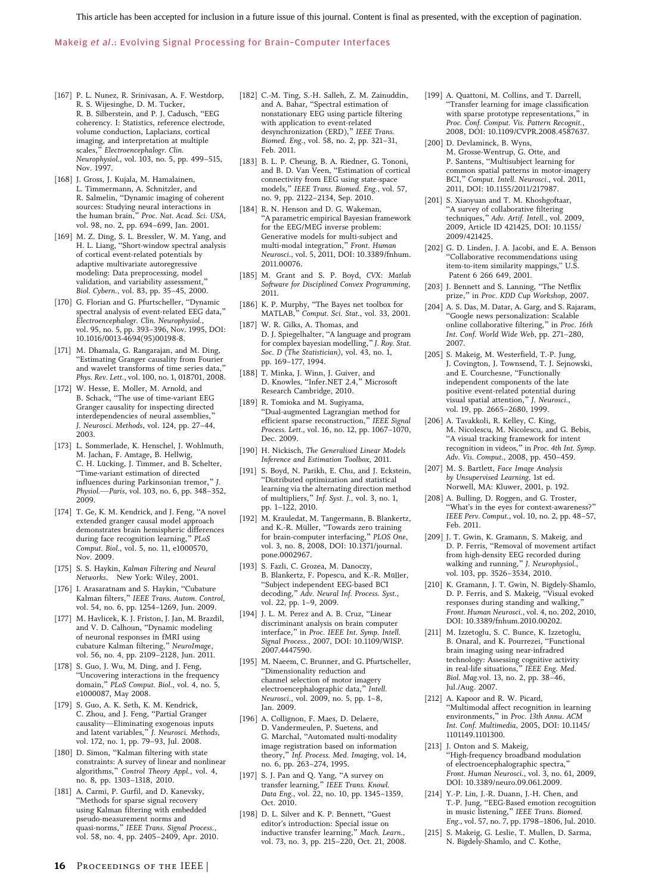[167] P. L. Nunez, R. Srinivasan, A. F. Westdorp, R. S. Wijesinghe, D. M. Tucker, R. B. Silberstein, and P. J. Cadusch, "EEG coherency. I: Statistics, reference electrode, volume conduction, Laplacians, cortical imaging, and interpretation at multiple scales," *Electroencephalogr. Clin. Neurophysiol.*, vol. 103, no. 5, pp. 499–515, Nov. 1997.

[168] J. Gross, J. Kujala, M. Hamalainen, L. Timmermann, A. Schnitzler, and R. Salmelin, "Dynamic imaging of coherent sources: Studying neural interactions in the human brain," *Proc. Nat. Acad. Sci. USA*, vol. 98, no. 2, pp. 694–699, Jan. 2001.

[169] M. Z. Ding, S. L. Bressler, W. M. Yang, and H. L. Liang, "Short-window spectral analysis of cortical event-related potentials by adaptive multivariate autoregressive modeling: Data preprocessing, model validation, and variability assessment," *Biol. Cybern.*, vol. 83, pp. 35–45, 2000.

[170] G. Florian and G. Pfurtscheller, "Dynamic spectral analysis of event-related EEG data," *Electroencephalogr. Clin. Neurophysiol.*, vol. 95, no. 5, pp. 393–396, Nov. 1995, DOI: 10.1016/0013-4694(95)00198-8.

[171] M. Dhamala, G. Rangarajan, and M. Ding, "Estimating Granger causality from Fourier and wavelet transforms of time series data," *Phys. Rev. Lett.*, vol. 100, no. 1, 018701, 2008.

[172] W. Hesse, E. Moller, M. Arnold, and B. Schack, "The use of time-variant EEG Granger causality for inspecting directed interdependencies of neural assemblies," *J. Neurosci. Methods*, vol. 124, pp. 27–44, 2003.

[173] L. Sommerlade, K. Henschel, J. Wohlmuth, M. Jachan, F. Amtage, B. Hellwig, C. H. Lücking, J. Timmer, and B. Schelter, "Time-variant estimation of directed influences during Parkinsonian tremor," *J. Physiol.—Paris*, vol. 103, no. 6, pp. 348–352, 2009.

[174] T. Ge, K. M. Kendrick, and J. Feng, "A novel extended granger causal model approach demonstrates brain hemispheric differences during face recognition learning," *PLoS Comput. Biol.*, vol. 5, no. 11, e1000570, Nov. 2009.

[175] S. S. Haykin, *Kalman Filtering and Neural Networks*. New York: Wiley, 2001.

[176] I. Arasaratnam and S. Haykin, "Cubature Kalman filters," *IEEE Trans. Autom. Control*, vol. 54, no. 6, pp. 1254–1269, Jun. 2009.

[177] M. Havlicek, K. J. Friston, J. Jan, M. Brazdil, and V. D. Calhoun, "Dynamic modeling of neuronal responses in fMRI using cubature Kalman filtering," *NeuroImage*, vol. 56, no. 4, pp. 2109–2128, Jun. 2011.

[178] S. Guo, J. Wu, M. Ding, and J. Feng, "Uncovering interactions in the frequency domain," *PLoS Comput. Biol.*, vol. 4, no. 5, e1000087, May 2008.

[179] S. Guo, A. K. Seth, K. M. Kendrick, C. Zhou, and J. Feng, "Partial Granger causality—Eliminating exogenous inputs and latent variables," *J. Neurosci. Methods*, vol. 172, no. 1, pp. 79–93, Jul. 2008.

[180] D. Simon, "Kalman filtering with state constraints: A survey of linear and nonlinear algorithms," *Control Theory Appl.*, vol. 4, no. 8, pp. 1303–1318, 2010.

[181] A. Carmi, P. Gurfil, and D. Kanevsky, "Methods for sparse signal recovery using Kalman filtering with embedded pseudo-measurement norms and quasi-norms," *IEEE Trans. Signal Process.*, vol. 58, no. 4, pp. 2405–2409, Apr. 2010.

[182] C.-M. Ting, S.-H. Salleh, Z. M. Zainuddin, and A. Bahar, "Spectral estimation of nonstationary EEG using particle filtering with application to event-related desynchronization (ERD)," *IEEE Trans. Biomed. Eng.*, vol. 58, no. 2, pp. 321–31, Feb. 2011.

[183] B. L. P. Cheung, B. A. Riedner, G. Tononi, and B. D. Van Veen, "Estimation of cortical connectivity from EEG using state-space models," *IEEE Trans. Biomed. Eng.*, vol. 57, no. 9, pp. 2122–2134, Sep. 2010.

[184] R. N. Henson and D. G. Wakeman, "A parametric empirical Bayesian framework for the EEG/MEG inverse problem: Generative models for multi-subject and multi-modal integration," *Front. Human Neurosci.*, vol. 5, 2011, DOI: 10.3389/fnhum.2011.00076.

[185] M. Grant and S. P. Boyd, *CVX: Matlab Software for Disciplined Convex Programming*, 2011.

[186] K. P. Murphy, "The Bayes net toolbox for MATLAB," *Comput. Sci. Stat.*, vol. 33, 2001.

[187] W. R. Gilks, A. Thomas, and D. J. Spiegelhalter, "A language and program for complex bayesian modelling," *J. Roy. Stat. Soc. D (The Statistician)*, vol. 43, no. 1, pp. 169–177, 1994.

[188] T. Minka, J. Winn, J. Guiver, and D. Knowles, "Infer.NET 2.4," Microsoft Research Cambridge, 2010.

[189] R. Tomioka and M. Sugiyama, "Dual-augmented Lagrangian method for efficient sparse reconstruction," *IEEE Signal Process. Lett.*, vol. 16, no. 12, pp. 1067–1070, Dec. 2009.

[190] H. Nickisch, *The Generalised Linear Models Inference and Estimation Toolbox*, 2011.

[191] S. Boyd, N. Parikh, E. Chu, and J. Eckstein, "Distributed optimization and statistical learning via the alternating direction method of multipliers," *Inf. Syst. J.*, vol. 3, no. 1, pp. 1–122, 2010.

[192] M. Krauledat, M. Tangermann, B. Blankertz, and K.-R. Müller, "Towards zero training for brain-computer interfacing," *PLOS One*, vol. 3, no. 8, 2008, DOI: 10.1371/journal.pone.0002967.

[193] S. Fazli, C. Grozea, M. Danoczy, B. Blankertz, F. Popescu, and K.-R. Müller, "Subject independent EEG-based BCI decoding," *Adv. Neural Inf. Process. Syst.*, vol. 22, pp. 1–9, 2009.

[194] J. L. M. Perez and A. B. Cruz, "Linear discriminant analysis on brain computer interface," in *Proc. IEEE Int. Symp. Intell. Signal Process.*, 2007, DOI: 10.1109/WISP.2007.4447590.

[195] M. Naeem, C. Brunner, and G. Pfurtscheller, "Dimensionality reduction and channel selection of motor imagery electroencephalographic data," *Intell. Neurosci.*, vol. 2009, no. 5, pp. 1–8, Jan. 2009.

[196] A. Collignon, F. Maes, D. Delaere, D. Vandermeulen, P. Suetens, and G. Marchal, "Automated multi-modality image registration based on information theory," *Inf. Process. Med. Imaging*, vol. 14, no. 6, pp. 263–274, 1995.

[197] S. J. Pan and Q. Yang, "A survey on transfer learning," *IEEE Trans. Knowl. Data Eng.*, vol. 22, no. 10, pp. 1345–1359, Oct. 2010.

[198] D. L. Silver and K. P. Bennett, "Guest editor's introduction: Special issue on inductive transfer learning," *Mach. Learn.*, vol. 73, no. 3, pp. 215–220, Oct. 21, 2008.

[199] A. Quattoni, M. Collins, and T. Darrell, "Transfer learning for image classification with sparse prototype representations," in *Proc. Conf. Comput. Vis. Pattern Recognit.*, 2008, DOI: 10.1109/CVPR.2008.4587637.

[200] D. Devlaminck, B. Wyns, M. Grosse-Wentrup, G. Otte, and P. Santens, "Multisubject learning for common spatial patterns in motor-imagery BCI," *Comput. Intell. Neurosci.*, vol. 2011, 2011, DOI: 10.1155/2011/217987.

[201] S. Xiaoyuan and T. M. Khoshgoftaar, "A survey of collaborative filtering techniques," *Adv. Artif. Intell.*, vol. 2009, 2009, Article ID 421425, DOI: 10.1155/2009/421425.

[202] G. D. Linden, J. A. Jacobi, and E. A. Benson "Collaborative recommendations using item-to-item similarity mappings," U.S. Patent 6 266 649, 2001.

[203] J. Bennett and S. Lanning, "The Netflix prize," in *Proc. KDD Cup Workshop*, 2007.

[204] A. S. Das, M. Datar, A. Garg, and S. Rajaram, "Google news personalization: Scalable online collaborative filtering," in *Proc. 16th Int. Conf. World Wide Web*, pp. 271–280, 2007.

[205] S. Makeig, M. Westerfield, T.-P. Jung, J. Covington, J. Townsend, T. J. Sejnowski, and E. Courchesne, "Functionally independent components of the late positive event-related potential during visual spatial attention," *J. Neurosci.*, vol. 19, pp. 2665–2680, 1999.

[206] A. Tavakkoli, R. Kelley, C. King, M. Nicolescu, M. Nicolescu, and G. Bebis, "A visual tracking framework for intent recognition in videos," in *Proc. 4th Int. Symp. Adv. Vis. Comput.*, 2008, pp. 450–459.

[207] M. S. Bartlett, *Face Image Analysis by Unsupervised Learning*, 1st ed. Norwell, MA: Kluwer, 2001, p. 192.

[208] A. Bulling, D. Roggen, and G. Troster, "What's in the eyes for context-awareness?" *IEEE Perv. Comput.*, vol. 10, no. 2, pp. 48–57, Feb. 2011.

[209] J. T. Gwin, K. Gramann, S. Makeig, and D. P. Ferris, "Removal of movement artifact from high-density EEG recorded during walking and running," *J. Neurophysiol.*, vol. 103, pp. 3526–3534, 2010.

[210] K. Gramann, J. T. Gwin, N. Bigdely-Shamlo, D. P. Ferris, and S. Makeig, "Visual evoked responses during standing and walking," *Front. Human Neurosci.*, vol. 4, no. 202, 2010, DOI: 10.3389/fnhum.2010.00202.

[211] M. Izzetoglu, S. C. Bunce, K. Izzetoglu, B. Onaral, and K. Pourrezei, "Functional brain imaging using near-infradred technology: Assessing cognitive activity in real-life situations," *IEEE Eng. Med. Biol. Mag.*vol. 13, no. 2, pp. 38–46, Jul./Aug. 2007.

[212] A. Kapoor and R. W. Picard, "Multimodal affect recognition in learning environments," in *Proc. 13th Annu. ACM Int. Conf. Multimedia*, 2005, DOI: 10.1145/1101149.1101300.

[213] J. Onton and S. Makeig, "High-frequency broadband modulation of electroencephalographic spectra," *Front. Human Neurosci.*, vol. 3, no. 61, 2009, DOI: 10.3389/neuro.09.061.2009.

[214] Y.-P. Lin, J.-R. Duann, J.-H. Chen, and T.-P. Jung, "EEG-Based emotion recognition in music listening," *IEEE Trans. Biomed. Eng.*, vol. 57, no. 7, pp. 1798–1806, Jul. 2010.

[215] S. Makeig, G. Leslie, T. Mullen, D. Sarma, N. Bigdely-Shamlo, and C. Kothe,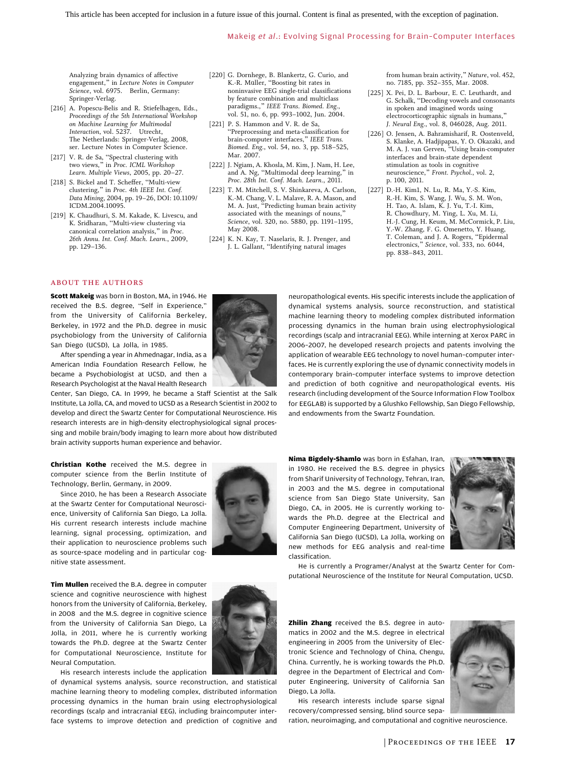Analyzing brain dynamics of affective engagement," in *Lecture Notes in Computer Science*, vol. 6975. Berlin, Germany: Springer-Verlag.

[216] A. Popescu-Belis and R. Stiefelhagen, Eds., *Proceedings of the 5th International Workshop on Machine Learning for Multimodal Interaction*, vol. 5237. Utrecht, The Netherlands: Springer-Verlag, 2008, ser. Lecture Notes in Computer Science.

[217] V. R. de Sa, "Spectral clustering with two views," in *Proc. ICML Workshop Learn. Multiple Views*, 2005, pp. 20–27.

[218] S. Bickel and T. Scheffer, "Multi-view clustering," in *Proc. 4th IEEE Int. Conf. Data Mining*, 2004, pp. 19–26, DOI: 10.1109/ICDM.2004.10095.

[219] K. Chaudhuri, S. M. Kakade, K. Livescu, and K. Sridharan, "Multi-view clustering via canonical correlation analysis," in *Proc. 26th Annu. Int. Conf. Mach. Learn.*, 2009, pp. 129–136.

[220] G. Dornhege, B. Blankertz, G. Curio, and K.-R. Müller, "Boosting bit rates in noninvasive EEG single-trial classifications by feature combination and multiclass paradigms.," *IEEE Trans. Biomed. Eng.*, vol. 51, no. 6, pp. 993–1002, Jun. 2004.

[221] P. S. Hammon and V. R. de Sa, "Preprocessing and meta-classification for brain-computer interfaces," *IEEE Trans. Biomed. Eng.*, vol. 54, no. 3, pp. 518–525, Mar. 2007.

[222] J. Ngiam, A. Khosla, M. Kim, J. Nam, H. Lee, and A. Ng, "Multimodal deep learning," in *Proc. 28th Int. Conf. Mach. Learn.*, 2011.

[223] T. M. Mitchell, S. V. Shinkareva, A. Carlson, K.-M. Chang, V. L. Malave, R. A. Mason, and M. A. Just, "Predicting human brain activity associated with the meanings of nouns," *Science*, vol. 320, no. 5880, pp. 1191–1195, May 2008.

[224] K. N. Kay, T. Naselaris, R. J. Prenger, and J. L. Gallant, "Identifying natural images from human brain activity," *Nature*, vol. 452, no. 7185, pp. 352–355, Mar. 2008.

[225] X. Pei, D. L. Barbour, E. C. Leuthardt, and G. Schalk, "Decoding vowels and consonants in spoken and imagined words using electrocorticographic signals in humans," *J. Neural Eng.*, vol. 8, 046028, Aug. 2011.

[226] O. Jensen, A. Bahramisharif, R. Oostenveld, S. Klanke, A. Hadjipapas, Y. O. Okazaki, and M. A. J. van Gerven, "Using brain-computer interfaces and brain-state dependent stimulation as tools in cognitive neuroscience," *Front. Psychol.*, vol. 2, p. 100, 2011.

[227] D.-H. Kim1, N. Lu, R. Ma, Y.-S. Kim, R.-H. Kim, S. Wang, J. Wu, S. M. Won, H. Tao, A. Islam, K. J. Yu, T.-I. Kim, R. Chowdhury, M. Ying, L. Xu, M. Li, H.-J. Cung, H. Keum, M. McCormick, P. Liu, Y.-W. Zhang, F. G. Omenetto, Y. Huang, T. Coleman, and J. A. Rogers, "Epidermal electronics," *Science*, vol. 333, no. 6044, pp. 838–843, 2011.

## ABOUT THE AUTHORS

**Scott Makeig** was born in Boston, MA, in 1946. He received the B.S. degree, "Self in Experience," from the University of California Berkeley, Berkeley, in 1972 and the Ph.D. degree in music psychobiology from the University of California San Diego (UCSD), La Jolla, in 1985.

After spending a year in Ahmednagar, India, as a American India Foundation Research Fellow, he became a Psychobiologist at UCSD, and then a Research Psychologist at the Naval Health Research Center, San Diego, CA. In 1999, he became a Staff Scientist at the Salk Institute, La Jolla, CA, and moved to UCSD as a Research Scientist in 2002 to develop and direct the Swartz Center for Computational Neuroscience. His research interests are in high-density electrophysiological signal processing and mobile brain/body imaging to learn more about how distributed brain activity supports human experience and behavior.

**Christian Kothe** received the M.S. degree in computer science from the Berlin Institute of Technology, Berlin, Germany, in 2009.

Since 2010, he has been a Research Associate at the Swartz Center for Computational Neuroscience, University of California San Diego, La Jolla. His current research interests include machine learning, signal processing, optimization, and their application to neuroscience problems such as source-space modeling and in particular cognitive state assessment.

**Tim Mullen** received the B.A. degree in computer science and cognitive neuroscience with highest honors from the University of California, Berkeley, in 2008 and the M.S. degree in cognitive science from the University of California San Diego, La Jolla, in 2011, where he is currently working towards the Ph.D. degree at the Swartz Center for Computational Neuroscience, Institute for Neural Computation.

His research interests include the application of dynamical systems analysis, source reconstruction, and statistical machine learning theory to modeling complex, distributed information processing dynamics in the human brain using electrophysiological recordings (scalp and intracranial EEG), including braincomputer interface systems to improve detection and prediction of cognitive and neuropathological events. His specific interests include the application of dynamical systems analysis, source reconstruction, and statistical machine learning theory to modeling complex distributed information processing dynamics in the human brain using electrophysiological recordings (scalp and intracranial EEG). While interning at Xerox PARC in 2006–2007, he developed research projects and patents involving the application of wearable EEG technology to novel human-computer interfaces. He is currently exploring the use of dynamic connectivity models in contemporary brain-computer interface systems to improve detection and prediction of both cognitive and neuropathological events. His research (including development of the Source Information Flow Toolbox for EEGLAB) is supported by a Glushko Fellowship, San Diego Fellowship, and endowments from the Swartz Foundation.

**Nima Bigdely-Shamlo** was born in Esfahan, Iran, in 1980. He received the B.S. degree in physics from Sharif University of Technology, Tehran, Iran, in 2003 and the M.S. degree in computational science from San Diego State University, San Diego, CA, in 2005. He is currently working towards the Ph.D. degree at the Electrical and Computer Engineering Department, University of California San Diego (UCSD), La Jolla, working on new methods for EEG analysis and real-time classification.

He is currently a Programer/Analyst at the Swartz Center for Computational Neuroscience of the Institute for Neural Computation, UCSD.

**Zhilin Zhang** received the B.S. degree in automatics in 2002 and the M.S. degree in electrical engineering in 2005 from the University of Electronic Science and Technology of China, Chengu, China. Currently, he is working towards the Ph.D. degree in the Department of Electrical and Computer Engineering, University of California San Diego, La Jolla.

His research interests include sparse signal recovery/compressed sensing, blind source separation, neuroimaging, and computational and cognitive neuroscience.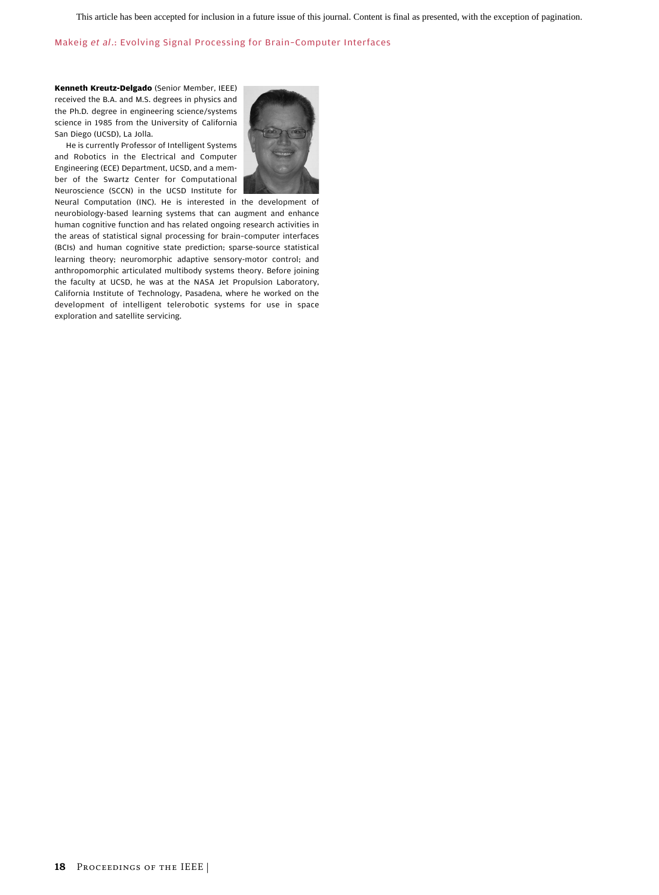**Kenneth Kreutz-Delgado** (Senior Member, IEEE) received the B.A. and M.S. degrees in physics and the Ph.D. degree in engineering science/systems science in 1985 from the University of California San Diego (UCSD), La Jolla.

He is currently Professor of Intelligent Systems and Robotics in the Electrical and Computer Engineering (ECE) Department, UCSD, and a member of the Swartz Center for Computational Neuroscience (SCCN) in the UCSD Institute for Neural Computation (INC). He is interested in the development of neurobiology-based learning systems that can augment and enhance human cognitive function and has related ongoing research activities in the areas of statistical signal processing for brain–computer interfaces (BCIs) and human cognitive state prediction; sparse-source statistical learning theory; neuromorphic adaptive sensory-motor control; and anthropomorphic articulated multibody systems theory. Before joining the faculty at UCSD, he was at the NASA Jet Propulsion Laboratory, California Institute of Technology, Pasadena, where he worked on the development of intelligent telerobotic systems for use in space exploration and satellite servicing.